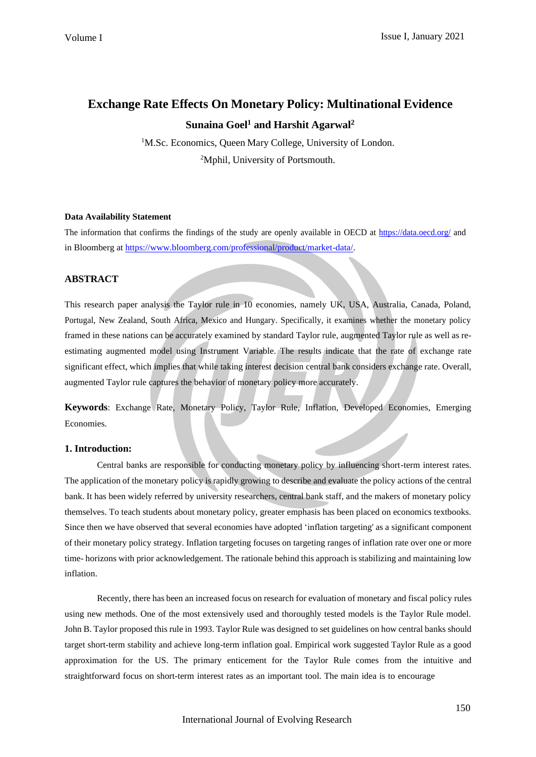# Exchange Rate Effects On Monetary Policy: Multinational Evidence

**Sunaina Goel[1] and Harshit Agarwal[2]**

[1]M.Sc. Economics, Queen Mary College, University of London.

[2]Mphil, University of Portsmouth.

**Data Availability Statement**

The information that confirms the findings of the study are openly available in OECD at https://data.oecd.org/ and in Bloomberg at https://www.bloomberg.com/professional/product/market-data/.

## ABSTRACT

This research paper analysis the Taylor rule in 10 economies, namely UK, USA, Australia, Canada, Poland, Portugal, New Zealand, South Africa, Mexico and Hungary. Specifically, it examines whether the monetary policy framed in these nations can be accurately examined by standard Taylor rule, augmented Taylor rule as well as re-estimating augmented model using Instrument Variable. The results indicate that the rate of exchange rate significant effect, which implies that while taking interest decision central bank considers exchange rate. Overall, augmented Taylor rule captures the behavior of monetary policy more accurately.

**Keywords**: Exchange Rate, Monetary Policy, Taylor Rule, Inflation, Developed Economies, Emerging Economies.

## 1. Introduction:

Central banks are responsible for conducting monetary policy by influencing short-term interest rates. The application of the monetary policy is rapidly growing to describe and evaluate the policy actions of the central bank. It has been widely referred by university researchers, central bank staff, and the makers of monetary policy themselves. To teach students about monetary policy, greater emphasis has been placed on economics textbooks. Since then we have observed that several economies have adopted 'inflation targeting' as a significant component of their monetary policy strategy. Inflation targeting focuses on targeting ranges of inflation rate over one or more time- horizons with prior acknowledgement. The rationale behind this approach is stabilizing and maintaining low inflation.

Recently, there has been an increased focus on research for evaluation of monetary and fiscal policy rules using new methods. One of the most extensively used and thoroughly tested models is the Taylor Rule model. John B. Taylor proposed this rule in 1993. Taylor Rule was designed to set guidelines on how central banks should target short-term stability and achieve long-term inflation goal. Empirical work suggested Taylor Rule as a good approximation for the US. The primary enticement for the Taylor Rule comes from the intuitive and straightforward focus on short-term interest rates as an important tool. The main idea is to encourage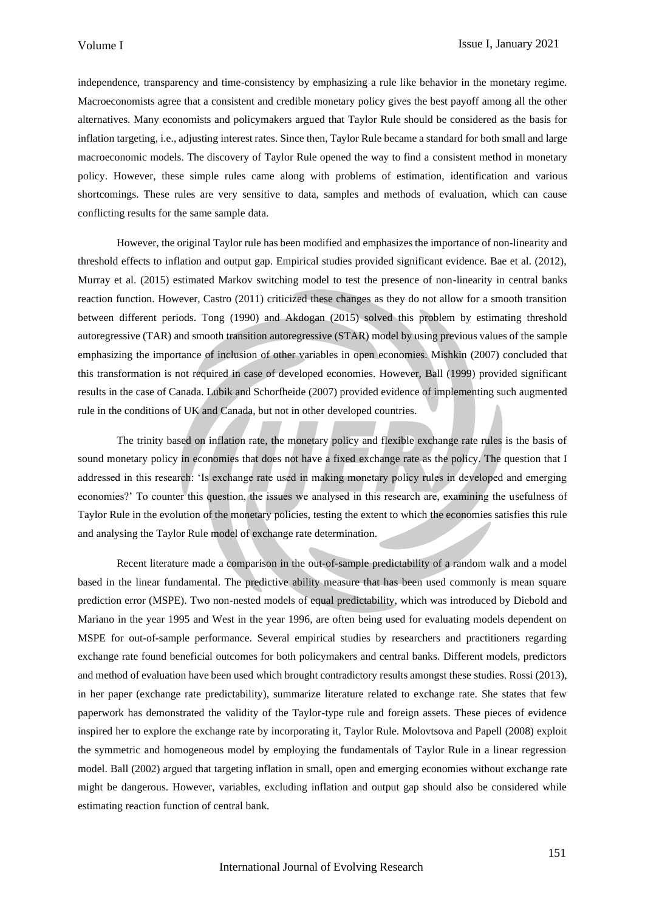independence, transparency and time-consistency by emphasizing a rule like behavior in the monetary regime. Macroeconomists agree that a consistent and credible monetary policy gives the best payoff among all the other alternatives. Many economists and policymakers argued that Taylor Rule should be considered as the basis for inflation targeting, i.e., adjusting interest rates. Since then, Taylor Rule became a standard for both small and large macroeconomic models. The discovery of Taylor Rule opened the way to find a consistent method in monetary policy. However, these simple rules came along with problems of estimation, identification and various shortcomings. These rules are very sensitive to data, samples and methods of evaluation, which can cause conflicting results for the same sample data.

However, the original Taylor rule has been modified and emphasizes the importance of non-linearity and threshold effects to inflation and output gap. Empirical studies provided significant evidence. Bae et al. (2012), Murray et al. (2015) estimated Markov switching model to test the presence of non-linearity in central banks reaction function. However, Castro (2011) criticized these changes as they do not allow for a smooth transition between different periods. Tong (1990) and Akdogan (2015) solved this problem by estimating threshold autoregressive (TAR) and smooth transition autoregressive (STAR) model by using previous values of the sample emphasizing the importance of inclusion of other variables in open economies. Mishkin (2007) concluded that this transformation is not required in case of developed economies. However, Ball (1999) provided significant results in the case of Canada. Lubik and Schorfheide (2007) provided evidence of implementing such augmented rule in the conditions of UK and Canada, but not in other developed countries.

The trinity based on inflation rate, the monetary policy and flexible exchange rate rules is the basis of sound monetary policy in economies that does not have a fixed exchange rate as the policy. The question that I addressed in this research: 'Is exchange rate used in making monetary policy rules in developed and emerging economies?' To counter this question, the issues we analysed in this research are, examining the usefulness of Taylor Rule in the evolution of the monetary policies, testing the extent to which the economies satisfies this rule and analysing the Taylor Rule model of exchange rate determination.

Recent literature made a comparison in the out-of-sample predictability of a random walk and a model based in the linear fundamental. The predictive ability measure that has been used commonly is mean square prediction error (MSPE). Two non-nested models of equal predictability, which was introduced by Diebold and Mariano in the year 1995 and West in the year 1996, are often being used for evaluating models dependent on MSPE for out-of-sample performance. Several empirical studies by researchers and practitioners regarding exchange rate found beneficial outcomes for both policymakers and central banks. Different models, predictors and method of evaluation have been used which brought contradictory results amongst these studies. Rossi (2013), in her paper (exchange rate predictability), summarize literature related to exchange rate. She states that few paperwork has demonstrated the validity of the Taylor-type rule and foreign assets. These pieces of evidence inspired her to explore the exchange rate by incorporating it, Taylor Rule. Molovtsova and Papell (2008) exploit the symmetric and homogeneous model by employing the fundamentals of Taylor Rule in a linear regression model. Ball (2002) argued that targeting inflation in small, open and emerging economies without exchange rate might be dangerous. However, variables, excluding inflation and output gap should also be considered while estimating reaction function of central bank.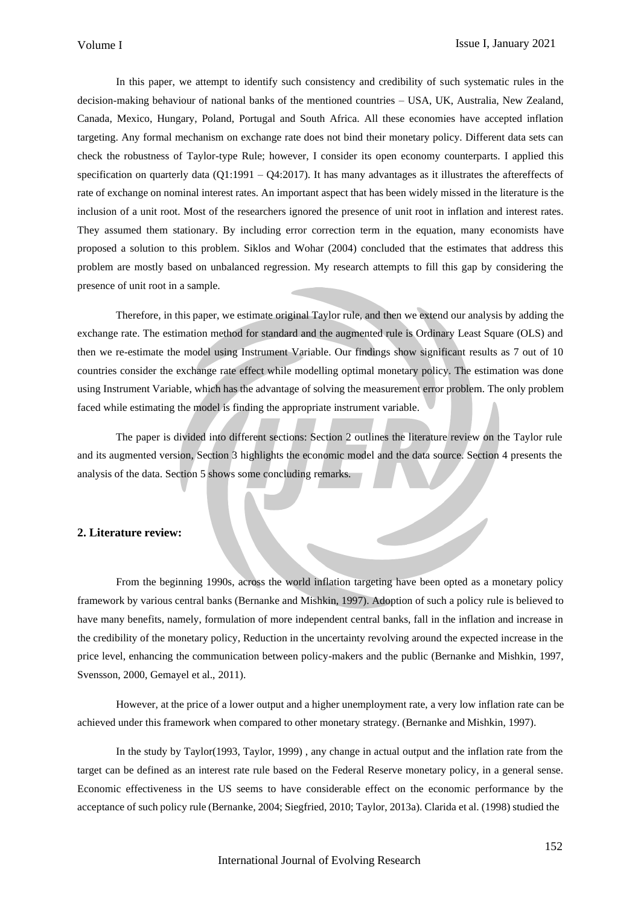In this paper, we attempt to identify such consistency and credibility of such systematic rules in the decision-making behaviour of national banks of the mentioned countries – USA, UK, Australia, New Zealand, Canada, Mexico, Hungary, Poland, Portugal and South Africa. All these economies have accepted inflation targeting. Any formal mechanism on exchange rate does not bind their monetary policy. Different data sets can check the robustness of Taylor-type Rule; however, I consider its open economy counterparts. I applied this specification on quarterly data (Q1:1991 – Q4:2017). It has many advantages as it illustrates the aftereffects of rate of exchange on nominal interest rates. An important aspect that has been widely missed in the literature is the inclusion of a unit root. Most of the researchers ignored the presence of unit root in inflation and interest rates. They assumed them stationary. By including error correction term in the equation, many economists have proposed a solution to this problem. Siklos and Wohar (2004) concluded that the estimates that address this problem are mostly based on unbalanced regression. My research attempts to fill this gap by considering the presence of unit root in a sample.

Therefore, in this paper, we estimate original Taylor rule, and then we extend our analysis by adding the exchange rate. The estimation method for standard and the augmented rule is Ordinary Least Square (OLS) and then we re-estimate the model using Instrument Variable. Our findings show significant results as 7 out of 10 countries consider the exchange rate effect while modelling optimal monetary policy. The estimation was done using Instrument Variable, which has the advantage of solving the measurement error problem. The only problem faced while estimating the model is finding the appropriate instrument variable.

The paper is divided into different sections: Section 2 outlines the literature review on the Taylor rule and its augmented version, Section 3 highlights the economic model and the data source. Section 4 presents the analysis of the data. Section 5 shows some concluding remarks.

## 2. Literature review:

From the beginning 1990s, across the world inflation targeting have been opted as a monetary policy framework by various central banks (Bernanke and Mishkin, 1997). Adoption of such a policy rule is believed to have many benefits, namely, formulation of more independent central banks, fall in the inflation and increase in the credibility of the monetary policy, Reduction in the uncertainty revolving around the expected increase in the price level, enhancing the communication between policy-makers and the public (Bernanke and Mishkin, 1997, Svensson, 2000, Gemayel et al., 2011).

However, at the price of a lower output and a higher unemployment rate, a very low inflation rate can be achieved under this framework when compared to other monetary strategy. (Bernanke and Mishkin, 1997).

In the study by Taylor(1993, Taylor, 1999) , any change in actual output and the inflation rate from the target can be defined as an interest rate rule based on the Federal Reserve monetary policy, in a general sense. Economic effectiveness in the US seems to have considerable effect on the economic performance by the acceptance of such policy rule (Bernanke, 2004; Siegfried, 2010; Taylor, 2013a). Clarida et al. (1998) studied the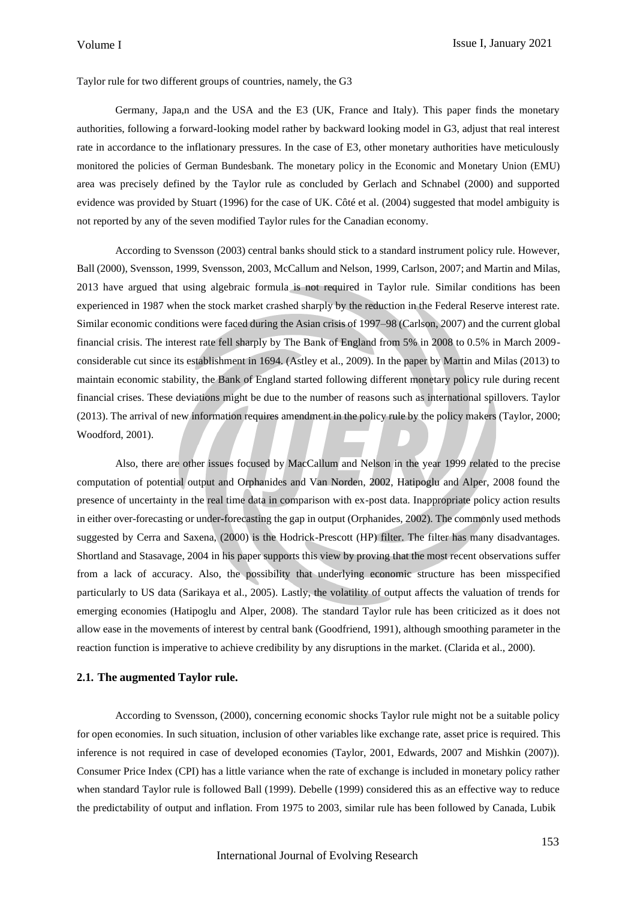Taylor rule for two different groups of countries, namely, the G3

Germany, Japa,n and the USA and the E3 (UK, France and Italy). This paper finds the monetary authorities, following a forward-looking model rather by backward looking model in G3, adjust that real interest rate in accordance to the inflationary pressures. In the case of E3, other monetary authorities have meticulously monitored the policies of German Bundesbank. The monetary policy in the Economic and Monetary Union (EMU) area was precisely defined by the Taylor rule as concluded by Gerlach and Schnabel (2000) and supported evidence was provided by Stuart (1996) for the case of UK. Côté et al. (2004) suggested that model ambiguity is not reported by any of the seven modified Taylor rules for the Canadian economy.

According to Svensson (2003) central banks should stick to a standard instrument policy rule. However, Ball (2000), Svensson, 1999, Svensson, 2003, McCallum and Nelson, 1999, Carlson, 2007; and Martin and Milas, 2013 have argued that using algebraic formula is not required in Taylor rule. Similar conditions has been experienced in 1987 when the stock market crashed sharply by the reduction in the Federal Reserve interest rate. Similar economic conditions were faced during the Asian crisis of 1997–98 (Carlson, 2007) and the current global financial crisis. The interest rate fell sharply by The Bank of England from 5% in 2008 to 0.5% in March 2009- considerable cut since its establishment in 1694. (Astley et al., 2009). In the paper by Martin and Milas (2013) to maintain economic stability, the Bank of England started following different monetary policy rule during recent financial crises. These deviations might be due to the number of reasons such as international spillovers. Taylor (2013). The arrival of new information requires amendment in the policy rule by the policy makers (Taylor, 2000; Woodford, 2001).

Also, there are other issues focused by MacCallum and Nelson in the year 1999 related to the precise computation of potential output and Orphanides and Van Norden, 2002, Hatipoglu and Alper, 2008 found the presence of uncertainty in the real time data in comparison with ex-post data. Inappropriate policy action results in either over-forecasting or under-forecasting the gap in output (Orphanides, 2002). The commonly used methods suggested by Cerra and Saxena, (2000) is the Hodrick-Prescott (HP) filter. The filter has many disadvantages. Shortland and Stasavage, 2004 in his paper supports this view by proving that the most recent observations suffer from a lack of accuracy. Also, the possibility that underlying economic structure has been misspecified particularly to US data (Sarikaya et al., 2005). Lastly, the volatility of output affects the valuation of trends for emerging economies (Hatipoglu and Alper, 2008). The standard Taylor rule has been criticized as it does not allow ease in the movements of interest by central bank (Goodfriend, 1991), although smoothing parameter in the reaction function is imperative to achieve credibility by any disruptions in the market. (Clarida et al., 2000).

## 2.1. The augmented Taylor rule.

According to Svensson, (2000), concerning economic shocks Taylor rule might not be a suitable policy for open economies. In such situation, inclusion of other variables like exchange rate, asset price is required. This inference is not required in case of developed economies (Taylor, 2001, Edwards, 2007 and Mishkin (2007)). Consumer Price Index (CPI) has a little variance when the rate of exchange is included in monetary policy rather when standard Taylor rule is followed Ball (1999). Debelle (1999) considered this as an effective way to reduce the predictability of output and inflation. From 1975 to 2003, similar rule has been followed by Canada, Lubik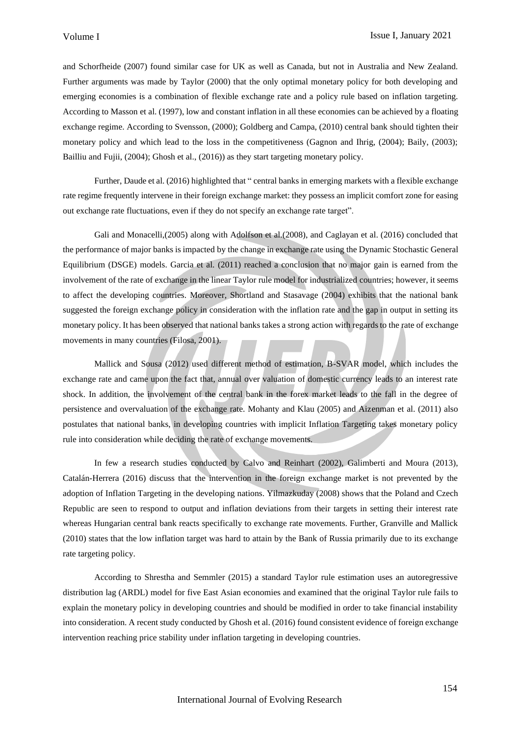and Schorfheide (2007) found similar case for UK as well as Canada, but not in Australia and New Zealand. Further arguments was made by Taylor (2000) that the only optimal monetary policy for both developing and emerging economies is a combination of flexible exchange rate and a policy rule based on inflation targeting. According to Masson et al. (1997), low and constant inflation in all these economies can be achieved by a floating exchange regime. According to Svensson, (2000); Goldberg and Campa, (2010) central bank should tighten their monetary policy and which lead to the loss in the competitiveness (Gagnon and Ihrig, (2004); Baily, (2003); Bailliu and Fujii, (2004); Ghosh et al., (2016)) as they start targeting monetary policy.

Further, Daude et al. (2016) highlighted that " central banks in emerging markets with a flexible exchange rate regime frequently intervene in their foreign exchange market: they possess an implicit comfort zone for easing out exchange rate fluctuations, even if they do not specify an exchange rate target".

Gali and Monacelli,(2005) along with Adolfson et al.(2008), and Caglayan et al. (2016) concluded that the performance of major banks is impacted by the change in exchange rate using the Dynamic Stochastic General Equilibrium (DSGE) models. Garcia et al. (2011) reached a conclusion that no major gain is earned from the involvement of the rate of exchange in the linear Taylor rule model for industrialized countries; however, it seems to affect the developing countries. Moreover, Shortland and Stasavage (2004) exhibits that the national bank suggested the foreign exchange policy in consideration with the inflation rate and the gap in output in setting its monetary policy. It has been observed that national banks takes a strong action with regards to the rate of exchange movements in many countries (Filosa, 2001).

Mallick and Sousa (2012) used different method of estimation, B-SVAR model, which includes the exchange rate and came upon the fact that, annual over valuation of domestic currency leads to an interest rate shock. In addition, the involvement of the central bank in the forex market leads to the fall in the degree of persistence and overvaluation of the exchange rate. Mohanty and Klau (2005) and Aizenman et al. (2011) also postulates that national banks, in developing countries with implicit Inflation Targeting takes monetary policy rule into consideration while deciding the rate of exchange movements.

In few a research studies conducted by Calvo and Reinhart (2002), Galimberti and Moura (2013), Catalán-Herrera (2016) discuss that the intervention in the foreign exchange market is not prevented by the adoption of Inflation Targeting in the developing nations. Yilmazkuday (2008) shows that the Poland and Czech Republic are seen to respond to output and inflation deviations from their targets in setting their interest rate whereas Hungarian central bank reacts specifically to exchange rate movements. Further, Granville and Mallick (2010) states that the low inflation target was hard to attain by the Bank of Russia primarily due to its exchange rate targeting policy.

According to Shrestha and Semmler (2015) a standard Taylor rule estimation uses an autoregressive distribution lag (ARDL) model for five East Asian economies and examined that the original Taylor rule fails to explain the monetary policy in developing countries and should be modified in order to take financial instability into consideration. A recent study conducted by Ghosh et al. (2016) found consistent evidence of foreign exchange intervention reaching price stability under inflation targeting in developing countries.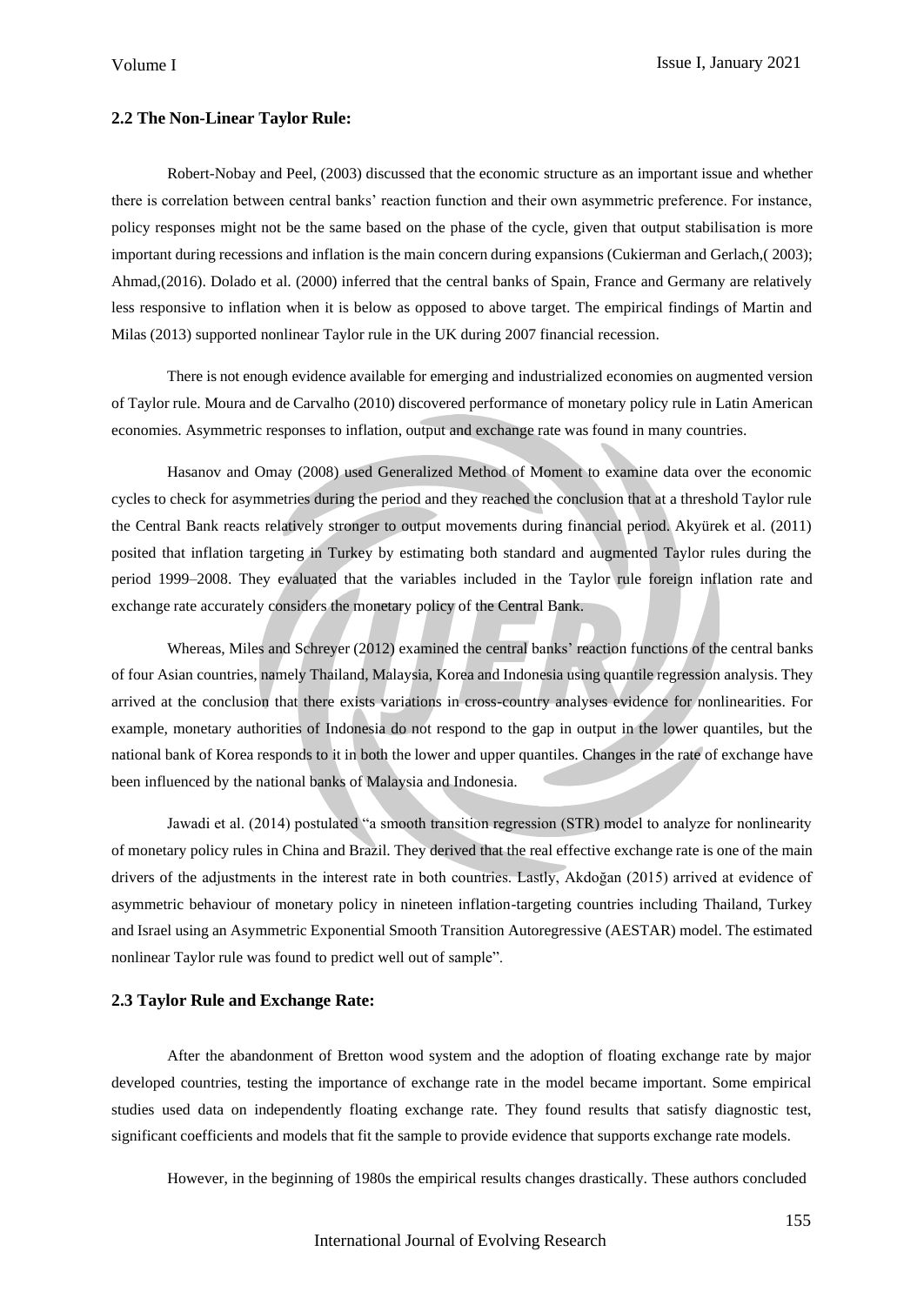## 2.2 The Non-Linear Taylor Rule:

Robert-Nobay and Peel, (2003) discussed that the economic structure as an important issue and whether there is correlation between central banks' reaction function and their own asymmetric preference. For instance, policy responses might not be the same based on the phase of the cycle, given that output stabilisation is more important during recessions and inflation is the main concern during expansions (Cukierman and Gerlach,( 2003); Ahmad,(2016). Dolado et al. (2000) inferred that the central banks of Spain, France and Germany are relatively less responsive to inflation when it is below as opposed to above target. The empirical findings of Martin and Milas (2013) supported nonlinear Taylor rule in the UK during 2007 financial recession.

There is not enough evidence available for emerging and industrialized economies on augmented version of Taylor rule. Moura and de Carvalho (2010) discovered performance of monetary policy rule in Latin American economies. Asymmetric responses to inflation, output and exchange rate was found in many countries.

Hasanov and Omay (2008) used Generalized Method of Moment to examine data over the economic cycles to check for asymmetries during the period and they reached the conclusion that at a threshold Taylor rule the Central Bank reacts relatively stronger to output movements during financial period. Akyürek et al. (2011) posited that inflation targeting in Turkey by estimating both standard and augmented Taylor rules during the period 1999–2008. They evaluated that the variables included in the Taylor rule foreign inflation rate and exchange rate accurately considers the monetary policy of the Central Bank.

Whereas, Miles and Schreyer (2012) examined the central banks' reaction functions of the central banks of four Asian countries, namely Thailand, Malaysia, Korea and Indonesia using quantile regression analysis. They arrived at the conclusion that there exists variations in cross-country analyses evidence for nonlinearities. For example, monetary authorities of Indonesia do not respond to the gap in output in the lower quantiles, but the national bank of Korea responds to it in both the lower and upper quantiles. Changes in the rate of exchange have been influenced by the national banks of Malaysia and Indonesia.

Jawadi et al. (2014) postulated "a smooth transition regression (STR) model to analyze for nonlinearity of monetary policy rules in China and Brazil. They derived that the real effective exchange rate is one of the main drivers of the adjustments in the interest rate in both countries. Lastly, Akdoğan (2015) arrived at evidence of asymmetric behaviour of monetary policy in nineteen inflation-targeting countries including Thailand, Turkey and Israel using an Asymmetric Exponential Smooth Transition Autoregressive (AESTAR) model. The estimated nonlinear Taylor rule was found to predict well out of sample".

## 2.3 Taylor Rule and Exchange Rate:

After the abandonment of Bretton wood system and the adoption of floating exchange rate by major developed countries, testing the importance of exchange rate in the model became important. Some empirical studies used data on independently floating exchange rate. They found results that satisfy diagnostic test, significant coefficients and models that fit the sample to provide evidence that supports exchange rate models.

However, in the beginning of 1980s the empirical results changes drastically. These authors concluded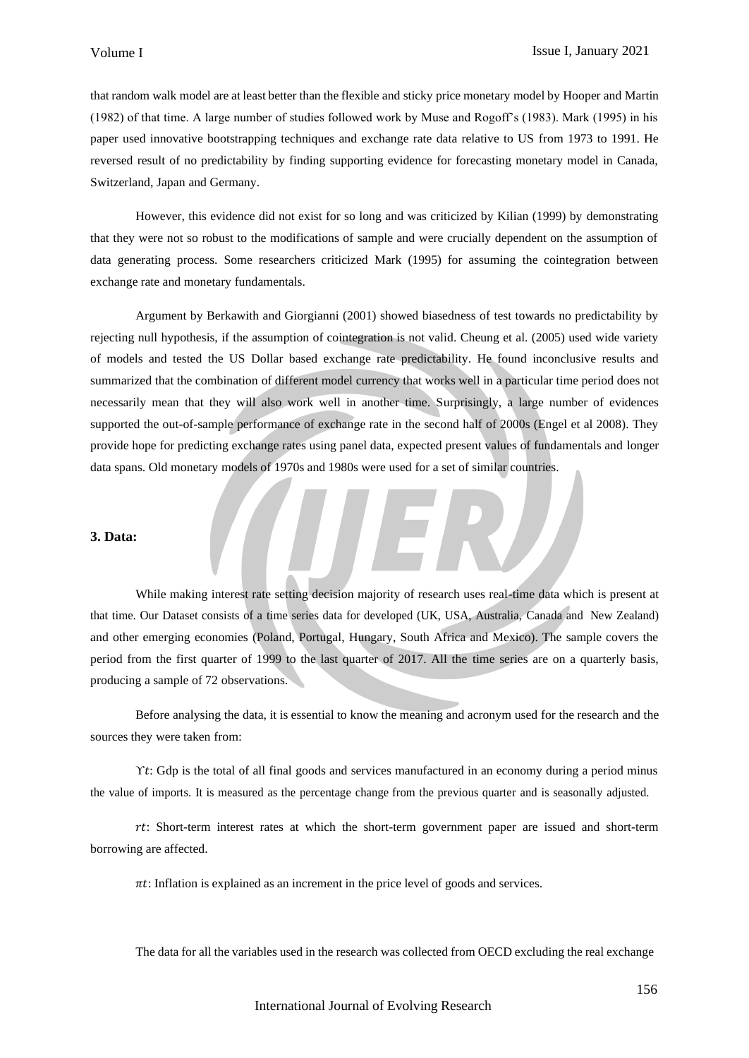that random walk model are at least better than the flexible and sticky price monetary model by Hooper and Martin (1982) of that time. A large number of studies followed work by Muse and Rogoff's (1983). Mark (1995) in his paper used innovative bootstrapping techniques and exchange rate data relative to US from 1973 to 1991. He reversed result of no predictability by finding supporting evidence for forecasting monetary model in Canada, Switzerland, Japan and Germany.

However, this evidence did not exist for so long and was criticized by Kilian (1999) by demonstrating that they were not so robust to the modifications of sample and were crucially dependent on the assumption of data generating process. Some researchers criticized Mark (1995) for assuming the cointegration between exchange rate and monetary fundamentals.

Argument by Berkawith and Giorgianni (2001) showed biasedness of test towards no predictability by rejecting null hypothesis, if the assumption of cointegration is not valid. Cheung et al. (2005) used wide variety of models and tested the US Dollar based exchange rate predictability. He found inconclusive results and summarized that the combination of different model currency that works well in a particular time period does not necessarily mean that they will also work well in another time. Surprisingly, a large number of evidences supported the out-of-sample performance of exchange rate in the second half of 2000s (Engel et al 2008). They provide hope for predicting exchange rates using panel data, expected present values of fundamentals and longer data spans. Old monetary models of 1970s and 1980s were used for a set of similar countries.

## 3. Data:

While making interest rate setting decision majority of research uses real-time data which is present at that time. Our Dataset consists of a time series data for developed (UK, USA, Australia, Canada and New Zealand) and other emerging economies (Poland, Portugal, Hungary, South Africa and Mexico). The sample covers the period from the first quarter of 1999 to the last quarter of 2017. All the time series are on a quarterly basis, producing a sample of 72 observations.

Before analysing the data, it is essential to know the meaning and acronym used for the research and the sources they were taken from:

$\Upsilon t$: Gdp is the total of all final goods and services manufactured in an economy during a period minus the value of imports. It is measured as the percentage change from the previous quarter and is seasonally adjusted.

$rt$: Short-term interest rates at which the short-term government paper are issued and short-term borrowing are affected.

$\pi t$: Inflation is explained as an increment in the price level of goods and services.

The data for all the variables used in the research was collected from OECD excluding the real exchange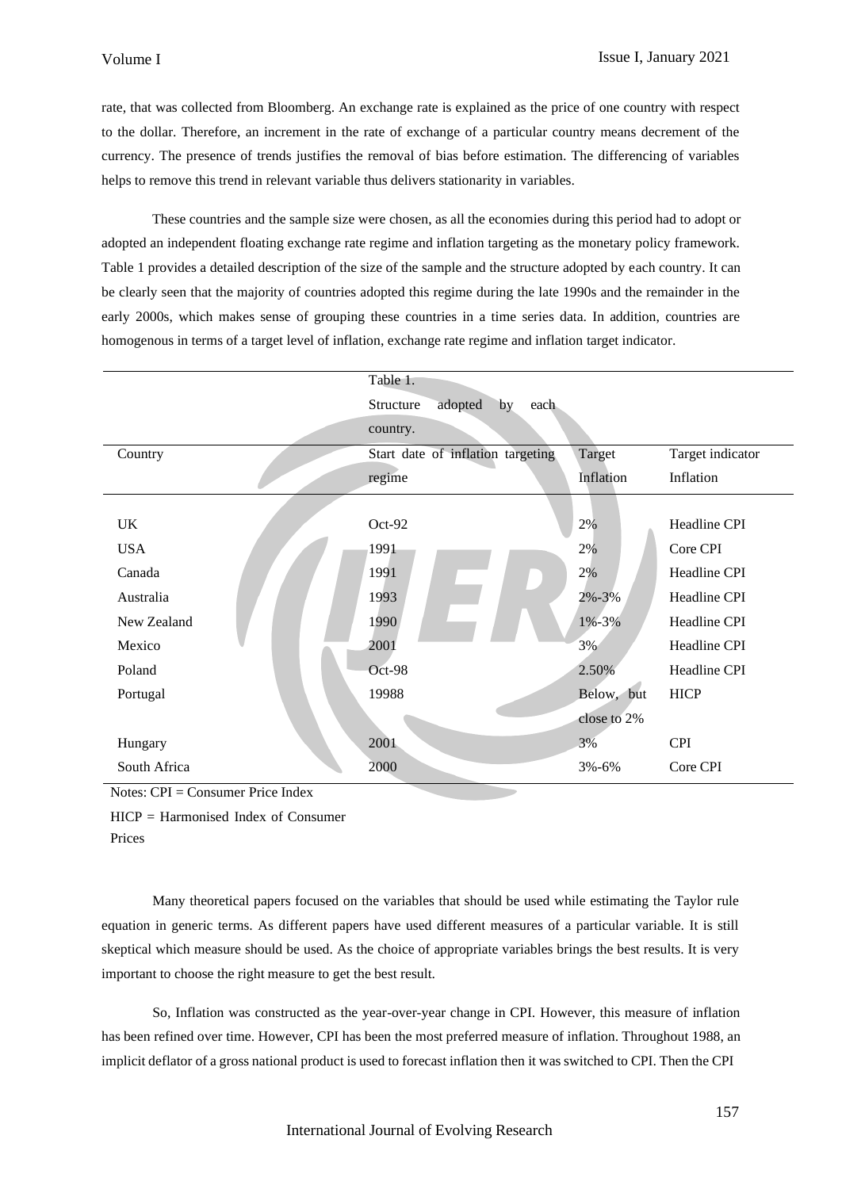rate, that was collected from Bloomberg. An exchange rate is explained as the price of one country with respect to the dollar. Therefore, an increment in the rate of exchange of a particular country means decrement of the currency. The presence of trends justifies the removal of bias before estimation. The differencing of variables helps to remove this trend in relevant variable thus delivers stationarity in variables.

These countries and the sample size were chosen, as all the economies during this period had to adopt or adopted an independent floating exchange rate regime and inflation targeting as the monetary policy framework. Table 1 provides a detailed description of the size of the sample and the structure adopted by each country. It can be clearly seen that the majority of countries adopted this regime during the late 1990s and the remainder in the early 2000s, which makes sense of grouping these countries in a time series data. In addition, countries are homogenous in terms of a target level of inflation, exchange rate regime and inflation target indicator.

Table 1.
Structure adopted by each country.

| Country | Start date of inflation targeting regime | Target Inflation | Target indicator Inflation |
|---|---|---|---|
| UK | Oct-92 | 2% | Headline CPI |
| USA | 1991 | 2% | Core CPI |
| Canada | 1991 | 2% | Headline CPI |
| Australia | 1993 | 2%-3% | Headline CPI |
| New Zealand | 1990 | 1%-3% | Headline CPI |
| Mexico | 2001 | 3% | Headline CPI |
| Poland | Oct-98 | 2.50% | Headline CPI |
| Portugal | 19988 | Below, but close to 2% | HICP |
| Hungary | 2001 | 3% | CPI |
| South Africa | 2000 | 3%-6% | Core CPI |

Notes: CPI = Consumer Price Index

HICP = Harmonised Index of Consumer Prices

Many theoretical papers focused on the variables that should be used while estimating the Taylor rule equation in generic terms. As different papers have used different measures of a particular variable. It is still skeptical which measure should be used. As the choice of appropriate variables brings the best results. It is very important to choose the right measure to get the best result.

So, Inflation was constructed as the year-over-year change in CPI. However, this measure of inflation has been refined over time. However, CPI has been the most preferred measure of inflation. Throughout 1988, an implicit deflator of a gross national product is used to forecast inflation then it was switched to CPI. Then the CPI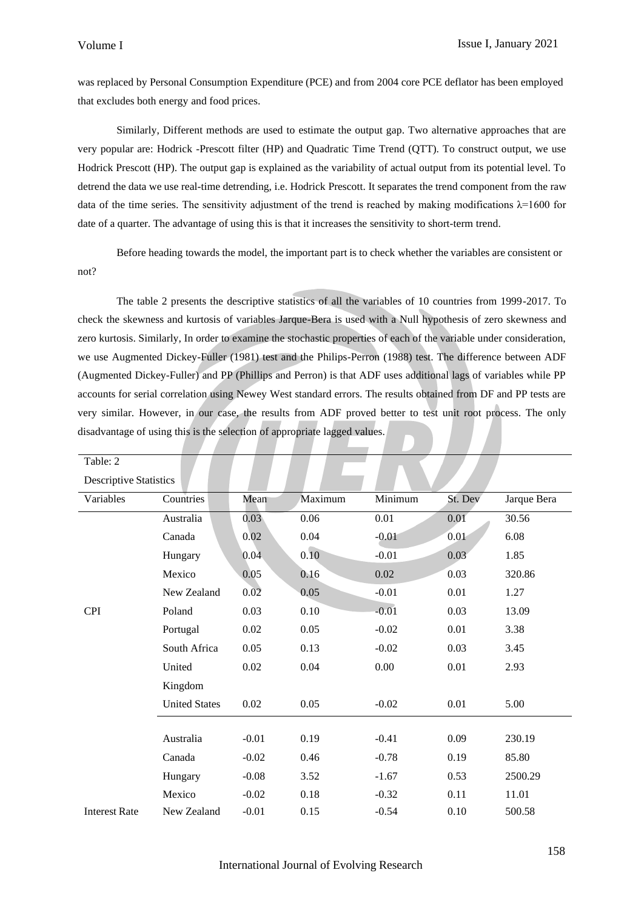was replaced by Personal Consumption Expenditure (PCE) and from 2004 core PCE deflator has been employed that excludes both energy and food prices.

Similarly, Different methods are used to estimate the output gap. Two alternative approaches that are very popular are: Hodrick -Prescott filter (HP) and Quadratic Time Trend (QTT). To construct output, we use Hodrick Prescott (HP). The output gap is explained as the variability of actual output from its potential level. To detrend the data we use real-time detrending, i.e. Hodrick Prescott. It separates the trend component from the raw data of the time series. The sensitivity adjustment of the trend is reached by making modifications $\lambda$=1600 for date of a quarter. The advantage of using this is that it increases the sensitivity to short-term trend.

Before heading towards the model, the important part is to check whether the variables are consistent or not?

The table 2 presents the descriptive statistics of all the variables of 10 countries from 1999-2017. To check the skewness and kurtosis of variables Jarque-Bera is used with a Null hypothesis of zero skewness and zero kurtosis. Similarly, In order to examine the stochastic properties of each of the variable under consideration, we use Augmented Dickey-Fuller (1981) test and the Philips-Perron (1988) test. The difference between ADF (Augmented Dickey-Fuller) and PP (Phillips and Perron) is that ADF uses additional lags of variables while PP accounts for serial correlation using Newey West standard errors. The results obtained from DF and PP tests are very similar. However, in our case, the results from ADF proved better to test unit root process. The only disadvantage of using this is the selection of appropriate lagged values.

Table: 2

Descriptive Statistics

| Variables | Countries | Mean | Maximum | Minimum | St. Dev | Jarque Bera |
|---|---|---|---|---|---|---|
| | Australia | 0.03 | 0.06 | 0.01 | 0.01 | 30.56 |
| | Canada | 0.02 | 0.04 | -0.01 | 0.01 | 6.08 |
| | Hungary | 0.04 | 0.10 | -0.01 | 0.03 | 1.85 |
| | Mexico | 0.05 | 0.16 | 0.02 | 0.03 | 320.86 |
| | New Zealand | 0.02 | 0.05 | -0.01 | 0.01 | 1.27 |
| CPI | Poland | 0.03 | 0.10 | -0.01 | 0.03 | 13.09 |
| | Portugal | 0.02 | 0.05 | -0.02 | 0.01 | 3.38 |
| | South Africa | 0.05 | 0.13 | -0.02 | 0.03 | 3.45 |
| | United Kingdom | 0.02 | 0.04 | 0.00 | 0.01 | 2.93 |
| | United States | 0.02 | 0.05 | -0.02 | 0.01 | 5.00 |
| | Australia | -0.01 | 0.19 | -0.41 | 0.09 | 230.19 |
| | Canada | -0.02 | 0.46 | -0.78 | 0.19 | 85.80 |
| | Hungary | -0.08 | 3.52 | -1.67 | 0.53 | 2500.29 |
| | Mexico | -0.02 | 0.18 | -0.32 | 0.11 | 11.01 |
| Interest Rate | New Zealand | -0.01 | 0.15 | -0.54 | 0.10 | 500.58 |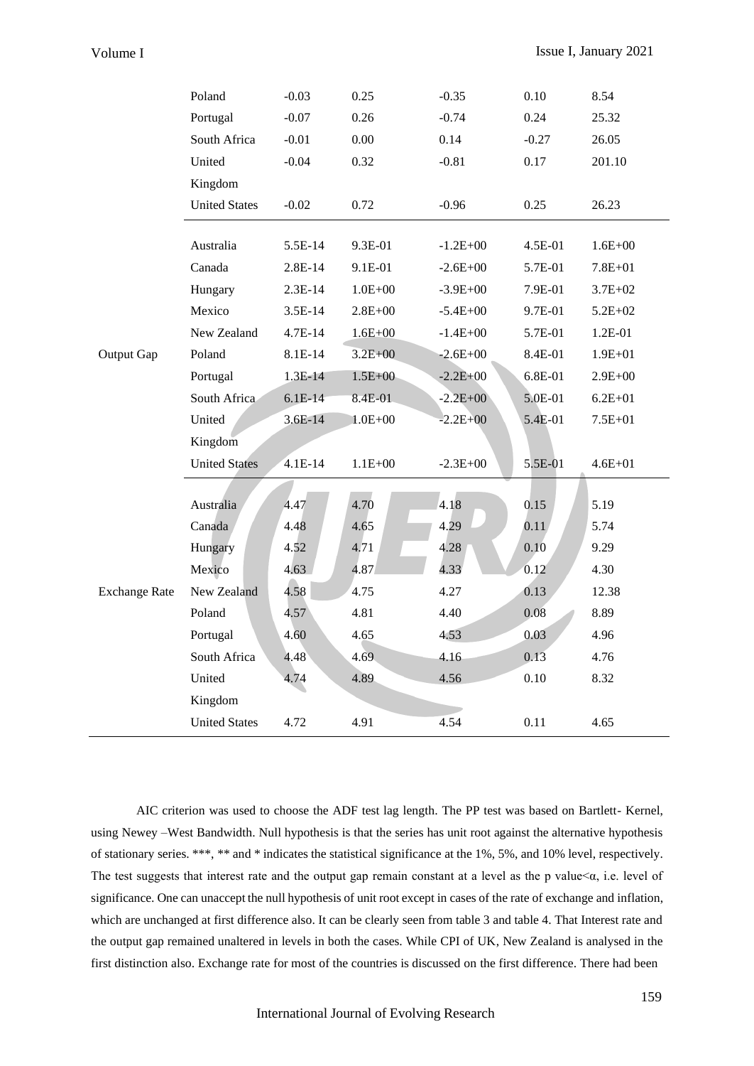|  |  |  |  |  |  |  |
|---|---|---|---|---|---|---|
|  | Poland | -0.03 | 0.25 | -0.35 | 0.10 | 8.54 |
|  | Portugal | -0.07 | 0.26 | -0.74 | 0.24 | 25.32 |
|  | South Africa | -0.01 | 0.00 | 0.14 | -0.27 | 26.05 |
|  | United Kingdom | -0.04 | 0.32 | -0.81 | 0.17 | 201.10 |
|  | United States | -0.02 | 0.72 | -0.96 | 0.25 | 26.23 |
| Output Gap | Australia | 5.5E-14 | 9.3E-01 | -1.2E+00 | 4.5E-01 | 1.6E+00 |
|  | Canada | 2.8E-14 | 9.1E-01 | -2.6E+00 | 5.7E-01 | 7.8E+01 |
|  | Hungary | 2.3E-14 | 1.0E+00 | -3.9E+00 | 7.9E-01 | 3.7E+02 |
|  | Mexico | 3.5E-14 | 2.8E+00 | -5.4E+00 | 9.7E-01 | 5.2E+02 |
|  | New Zealand | 4.7E-14 | 1.6E+00 | -1.4E+00 | 5.7E-01 | 1.2E-01 |
|  | Poland | 8.1E-14 | 3.2E+00 | -2.6E+00 | 8.4E-01 | 1.9E+01 |
|  | Portugal | 1.3E-14 | 1.5E+00 | -2.2E+00 | 6.8E-01 | 2.9E+00 |
|  | South Africa | 6.1E-14 | 8.4E-01 | -2.2E+00 | 5.0E-01 | 6.2E+01 |
|  | United Kingdom | 3.6E-14 | 1.0E+00 | -2.2E+00 | 5.4E-01 | 7.5E+01 |
|  | United States | 4.1E-14 | 1.1E+00 | -2.3E+00 | 5.5E-01 | 4.6E+01 |
| Exchange Rate | Australia | 4.47 | 4.70 | 4.18 | 0.15 | 5.19 |
|  | Canada | 4.48 | 4.65 | 4.29 | 0.11 | 5.74 |
|  | Hungary | 4.52 | 4.71 | 4.28 | 0.10 | 9.29 |
|  | Mexico | 4.63 | 4.87 | 4.33 | 0.12 | 4.30 |
|  | New Zealand | 4.58 | 4.75 | 4.27 | 0.13 | 12.38 |
|  | Poland | 4.57 | 4.81 | 4.40 | 0.08 | 8.89 |
|  | Portugal | 4.60 | 4.65 | 4.53 | 0.03 | 4.96 |
|  | South Africa | 4.48 | 4.69 | 4.16 | 0.13 | 4.76 |
|  | United Kingdom | 4.74 | 4.89 | 4.56 | 0.10 | 8.32 |
|  | United States | 4.72 | 4.91 | 4.54 | 0.11 | 4.65 |

AIC criterion was used to choose the ADF test lag length. The PP test was based on Bartlett- Kernel, using Newey –West Bandwidth. Null hypothesis is that the series has unit root against the alternative hypothesis of stationary series. ***, ** and * indicates the statistical significance at the 1%, 5%, and 10% level, respectively. The test suggests that interest rate and the output gap remain constant at a level as the p value$<\alpha$, i.e. level of significance. One can unaccept the null hypothesis of unit root except in cases of the rate of exchange and inflation, which are unchanged at first difference also. It can be clearly seen from table 3 and table 4. That Interest rate and the output gap remained unaltered in levels in both the cases. While CPI of UK, New Zealand is analysed in the first distinction also. Exchange rate for most of the countries is discussed on the first difference. There had been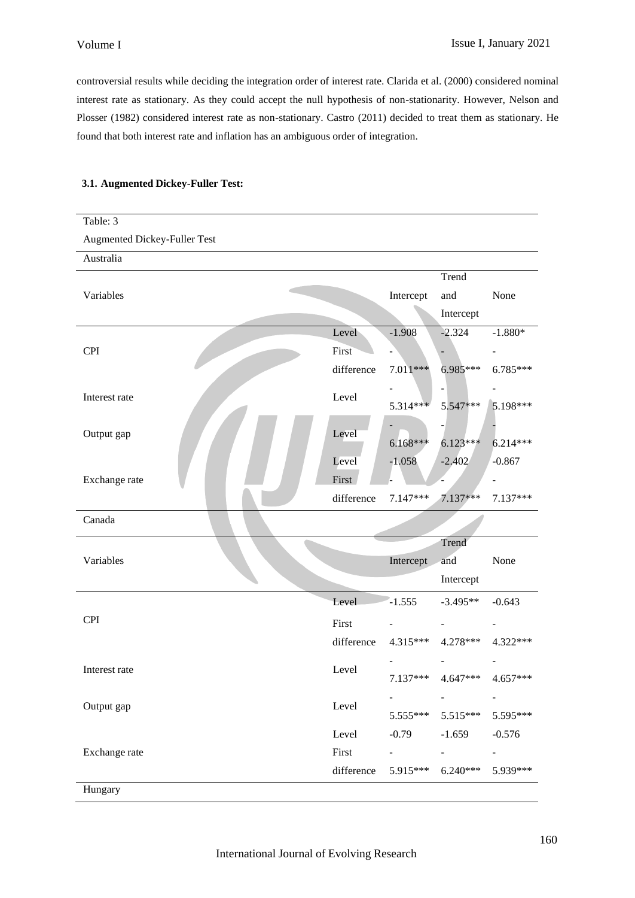controversial results while deciding the integration order of interest rate. Clarida et al. (2000) considered nominal interest rate as stationary. As they could accept the null hypothesis of non-stationarity. However, Nelson and Plosser (1982) considered interest rate as non-stationary. Castro (2011) decided to treat them as stationary. He found that both interest rate and inflation has an ambiguous order of integration.

### 3.1. Augmented Dickey-Fuller Test:

Table: 3

Augmented Dickey-Fuller Test

| Variables | | Intercept | Trend and Intercept | None |
|---|---|---|---|---|
| **Australia** | | | | |
| CPI | Level | -1.908 | -2.324 | -1.880* |
| | First difference | -7.011*** | -6.985*** | -6.785*** |
| Interest rate | Level | -5.314*** | -5.547*** | -5.198*** |
| Output gap | Level | -6.168*** | -6.123*** | -6.214*** |
| Exchange rate | Level | -1.058 | -2.402 | -0.867 |
| | First difference | -7.147*** | -7.137*** | -7.137*** |
| **Canada** | | | | |
| CPI | Level | -1.555 | -3.495** | -0.643 |
| | First difference | -4.315*** | -4.278*** | -4.322*** |
| Interest rate | Level | -7.137*** | -4.647*** | -4.657*** |
| Output gap | Level | -5.555*** | -5.515*** | -5.595*** |
| Exchange rate | Level | -0.79 | -1.659 | -0.576 |
| | First difference | -5.915*** | -6.240*** | -5.939*** |
| **Hungary** | | | | |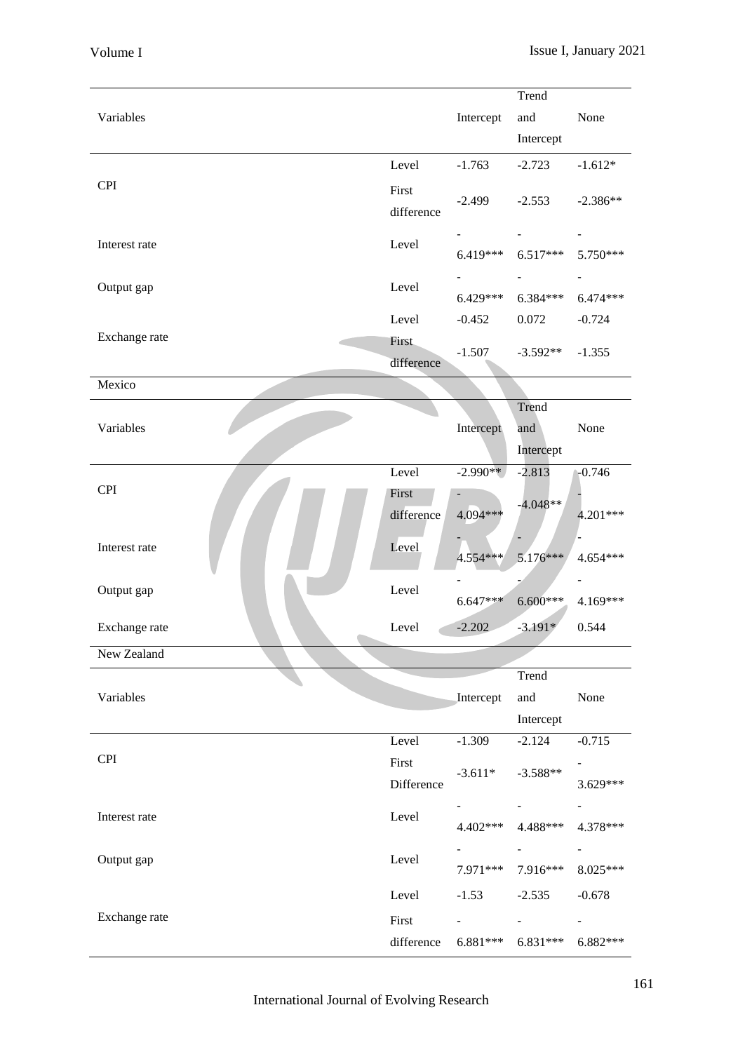| Variables | | Intercept | Trend and Intercept | None |
|---|---|---|---|---|
| CPI | Level | -1.763 | -2.723 | -1.612* |
| | First difference | -2.499 | -2.553 | -2.386** |
| Interest rate | Level | -6.419*** | -6.517*** | -5.750*** |
| Output gap | Level | -6.429*** | -6.384*** | -6.474*** |
| Exchange rate | Level | -0.452 | 0.072 | -0.724 |
| | First difference | -1.507 | -3.592** | -1.355 |

Mexico

| Variables | | Intercept | Trend and Intercept | None |
|---|---|---|---|---|
| CPI | Level | -2.990** | -2.813 | -0.746 |
| | First difference | -4.094*** | -4.048** | -4.201*** |
| Interest rate | Level | -4.554*** | -5.176*** | -4.654*** |
| Output gap | Level | -6.647*** | -6.600*** | -4.169*** |
| Exchange rate | Level | -2.202 | -3.191* | 0.544 |

New Zealand

| Variables | | Intercept | Trend and Intercept | None |
|---|---|---|---|---|
| CPI | Level | -1.309 | -2.124 | -0.715 |
| | First Difference | -3.611* | -3.588** | -3.629*** |
| Interest rate | Level | -4.402*** | -4.488*** | -4.378*** |
| Output gap | Level | -7.971*** | -7.916*** | -8.025*** |
| Exchange rate | Level | -1.53 | -2.535 | -0.678 |
| | First difference | -6.881*** | -6.831*** | -6.882*** |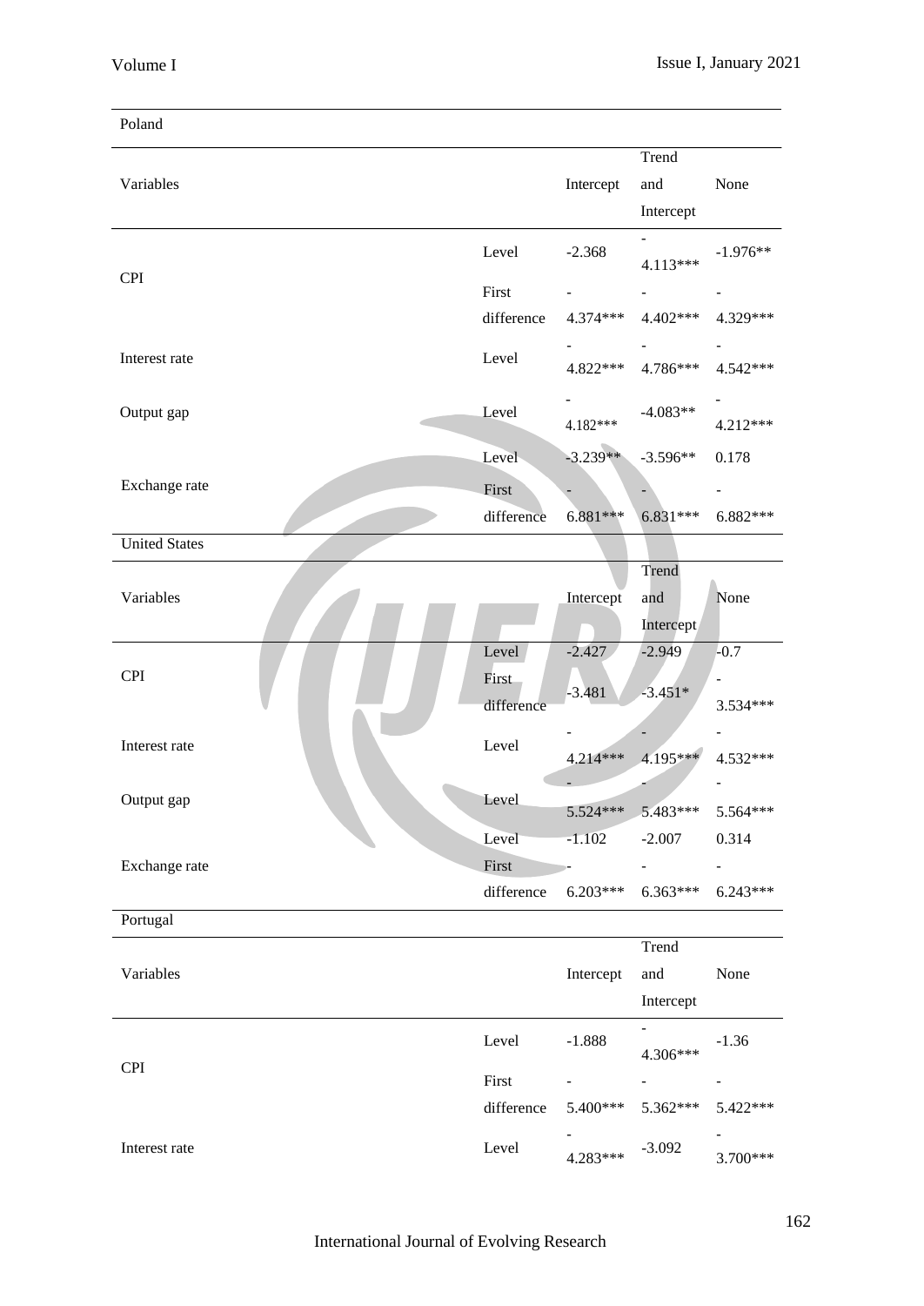| Poland | | | | |
|---|---|---|---|---|
| Variables | | Intercept | Trend and Intercept | None |
| CPI | Level | -2.368 | -4.113*** | -1.976** |
| | First difference | -4.374*** | -4.402*** | -4.329*** |
| Interest rate | Level | -4.822*** | -4.786*** | -4.542*** |
| Output gap | Level | -4.182*** | -4.083** | -4.212*** |
| Exchange rate | Level | -3.239** | -3.596** | 0.178 |
| | First difference | -6.881*** | -6.831*** | -6.882*** |

| United States | | | | |
|---|---|---|---|---|
| Variables | | Intercept | Trend and Intercept | None |
| CPI | Level | -2.427 | -2.949 | -0.7 |
| | First difference | -3.481 | -3.451* | -3.534*** |
| Interest rate | Level | -4.214*** | -4.195*** | -4.532*** |
| Output gap | Level | -5.524*** | -5.483*** | -5.564*** |
| Exchange rate | Level | -1.102 | -2.007 | 0.314 |
| | First difference | -6.203*** | -6.363*** | -6.243*** |

| Portugal | | | | |
|---|---|---|---|---|
| Variables | | Intercept | Trend and Intercept | None |
| CPI | Level | -1.888 | -4.306*** | -1.36 |
| | First difference | -5.400*** | -5.362*** | -5.422*** |
| Interest rate | Level | -4.283*** | -3.092 | -3.700*** |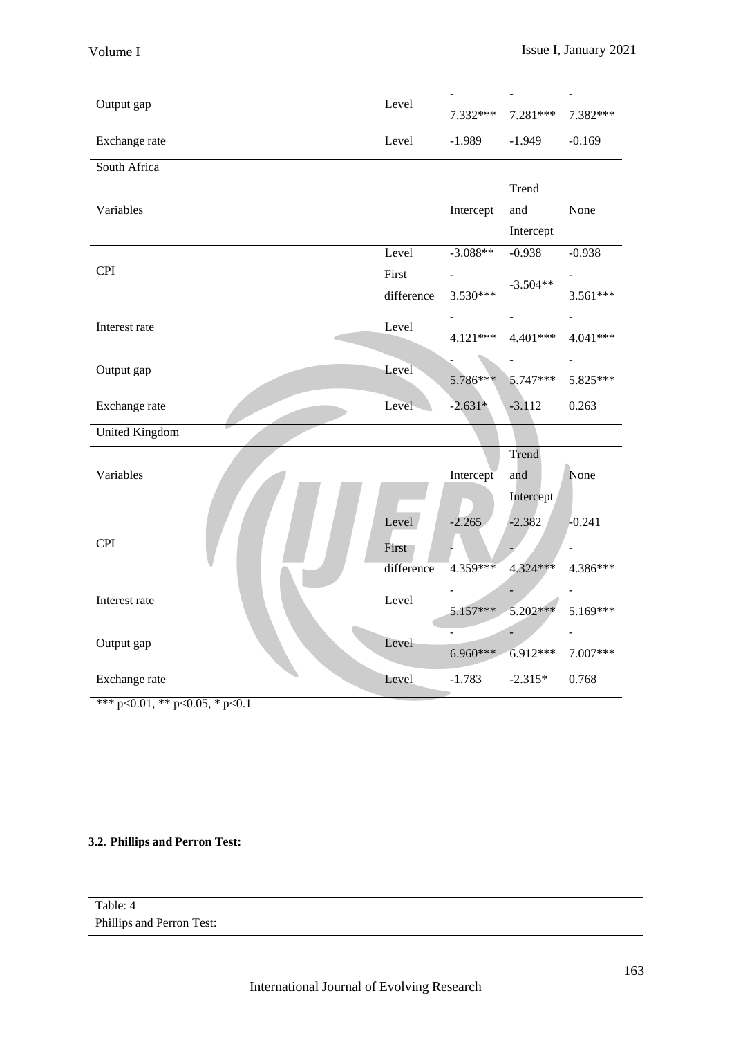| | | | | |
|---|---|---|---|---|
| Output gap | Level | -7.332*** | -7.281*** | -7.382*** |
| Exchange rate | Level | -1.989 | -1.949 | -0.169 |
| South Africa | | | | |
| Variables | | Intercept | Trend and Intercept | None |
| CPI | Level | -3.088** | -0.938 | -0.938 |
| | First difference | -3.530*** | -3.504** | -3.561*** |
| Interest rate | Level | -4.121*** | -4.401*** | -4.041*** |
| Output gap | Level | -5.786*** | -5.747*** | -5.825*** |
| Exchange rate | Level | -2.631* | -3.112 | 0.263 |
| United Kingdom | | | | |
| Variables | | Intercept | Trend and Intercept | None |
| CPI | Level | -2.265 | -2.382 | -0.241 |
| | First difference | -4.359*** | -4.324*** | -4.386*** |
| Interest rate | Level | -5.157*** | -5.202*** | -5.169*** |
| Output gap | Level | -6.960*** | -6.912*** | -7.007*** |
| Exchange rate | Level | -1.783 | -2.315* | 0.768 |

*** p<0.01, ** p<0.05, * p<0.1

**3.2. Phillips and Perron Test:**

Table: 4

Phillips and Perron Test: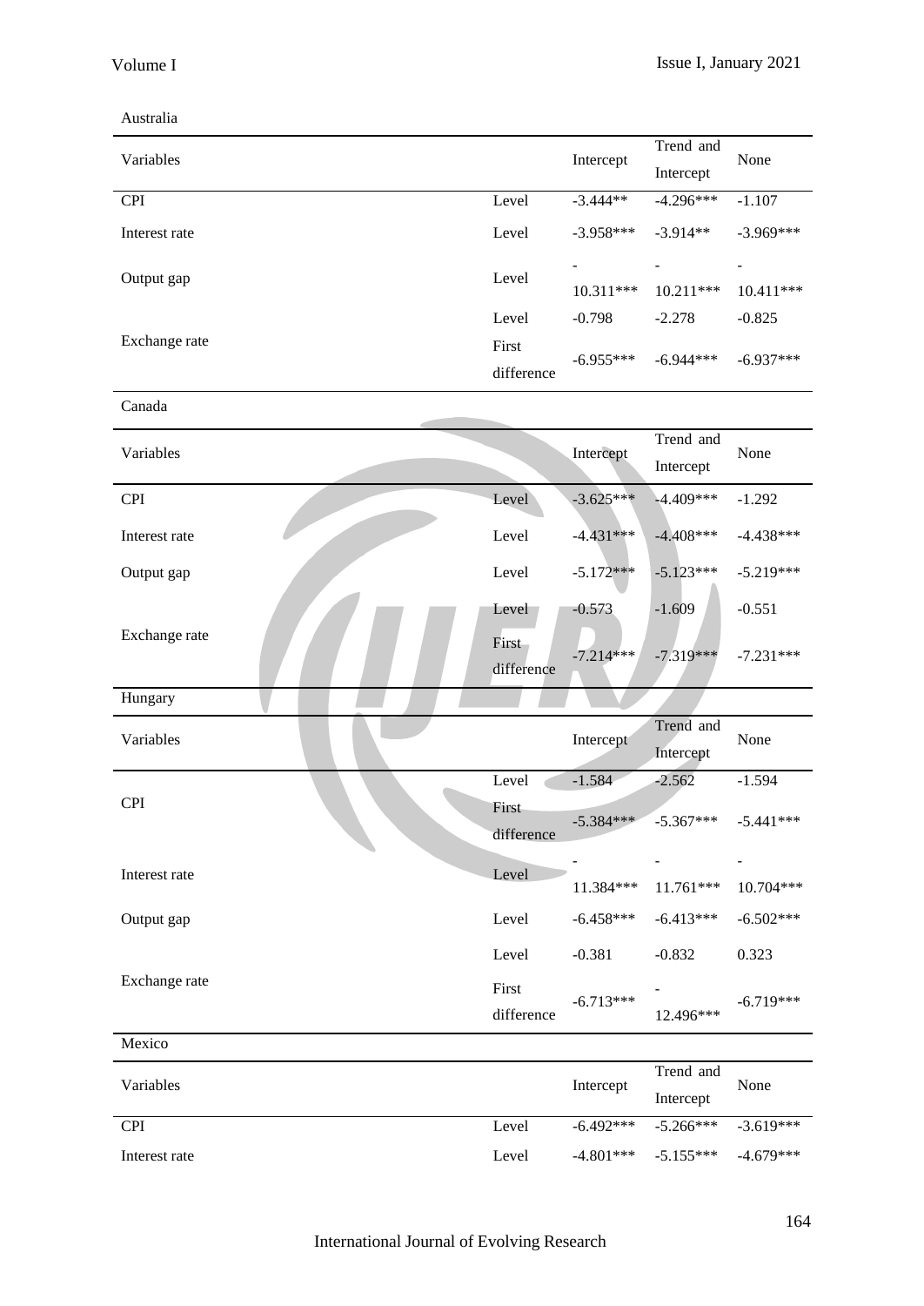Australia

| Variables | | Intercept | Trend and Intercept | None |
|---|---|---|---|---|
| CPI | Level | -3.444** | -4.296*** | -1.107 |
| Interest rate | Level | -3.958*** | -3.914** | -3.969*** |
| Output gap | Level | -10.311*** | -10.211*** | -10.411*** |
| Exchange rate | Level | -0.798 | -2.278 | -0.825 |
| | First difference | -6.955*** | -6.944*** | -6.937*** |

Canada

| Variables | | Intercept | Trend and Intercept | None |
|---|---|---|---|---|
| CPI | Level | -3.625*** | -4.409*** | -1.292 |
| Interest rate | Level | -4.431*** | -4.408*** | -4.438*** |
| Output gap | Level | -5.172*** | -5.123*** | -5.219*** |
| Exchange rate | Level | -0.573 | -1.609 | -0.551 |
| | First difference | -7.214*** | -7.319*** | -7.231*** |

Hungary

| Variables | | Intercept | Trend and Intercept | None |
|---|---|---|---|---|
| CPI | Level | -1.584 | -2.562 | -1.594 |
| | First difference | -5.384*** | -5.367*** | -5.441*** |
| Interest rate | Level | -11.384*** | -11.761*** | -10.704*** |
| Output gap | Level | -6.458*** | -6.413*** | -6.502*** |
| Exchange rate | Level | -0.381 | -0.832 | 0.323 |
| | First difference | -6.713*** | -12.496*** | -6.719*** |

Mexico

| Variables | | Intercept | Trend and Intercept | None |
|---|---|---|---|---|
| CPI | Level | -6.492*** | -5.266*** | -3.619*** |
| Interest rate | Level | -4.801*** | -5.155*** | -4.679*** |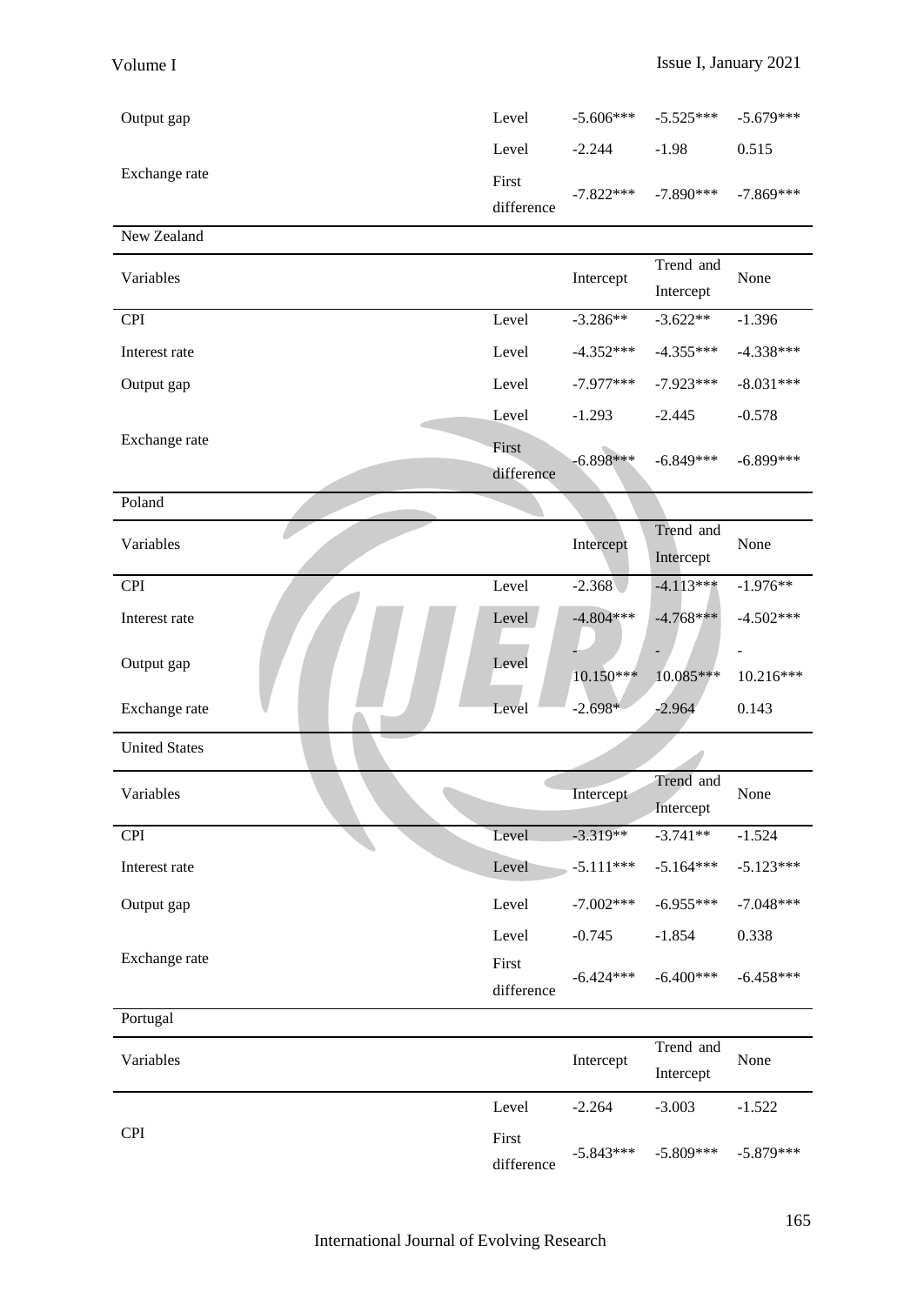| | | | | |
|---|---|---|---|---|
| Output gap | Level | -5.606*** | -5.525*** | -5.679*** |
| Exchange rate | Level | -2.244 | -1.98 | 0.515 |
| | First difference | -7.822*** | -7.890*** | -7.869*** |

New Zealand

| Variables | | Intercept | Trend and Intercept | None |
|---|---|---|---|---|
| CPI | Level | -3.286** | -3.622** | -1.396 |
| Interest rate | Level | -4.352*** | -4.355*** | -4.338*** |
| Output gap | Level | -7.977*** | -7.923*** | -8.031*** |
| Exchange rate | Level | -1.293 | -2.445 | -0.578 |
| | First difference | -6.898*** | -6.849*** | -6.899*** |

Poland

| Variables | | Intercept | Trend and Intercept | None |
|---|---|---|---|---|
| CPI | Level | -2.368 | -4.113*** | -1.976** |
| Interest rate | Level | -4.804*** | -4.768*** | -4.502*** |
| Output gap | Level | -10.150*** | -10.085*** | -10.216*** |
| Exchange rate | Level | -2.698* | -2.964 | 0.143 |

United States

| Variables | | Intercept | Trend and Intercept | None |
|---|---|---|---|---|
| CPI | Level | -3.319** | -3.741** | -1.524 |
| Interest rate | Level | -5.111*** | -5.164*** | -5.123*** |
| Output gap | Level | -7.002*** | -6.955*** | -7.048*** |
| Exchange rate | Level | -0.745 | -1.854 | 0.338 |
| | First difference | -6.424*** | -6.400*** | -6.458*** |

Portugal

| Variables | | Intercept | Trend and Intercept | None |
|---|---|---|---|---|
| CPI | Level | -2.264 | -3.003 | -1.522 |
| | First difference | -5.843*** | -5.809*** | -5.879*** |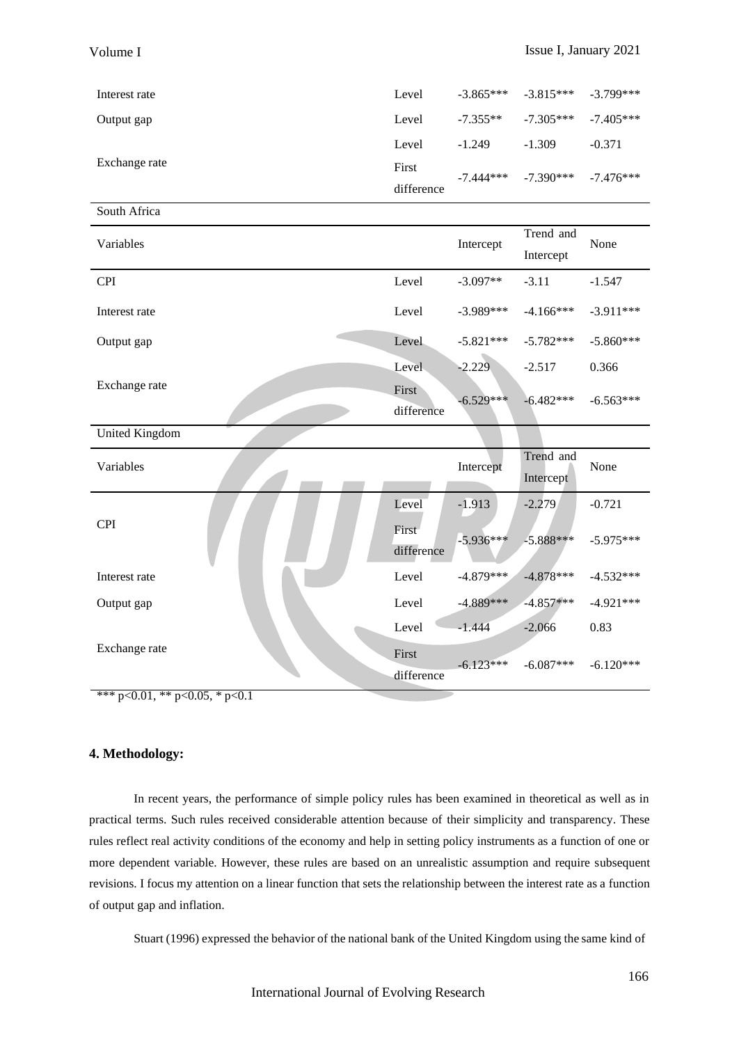| Variables | | Intercept | Trend and Intercept | None |
|---|---|---|---|---|
| Interest rate | Level | -3.865*** | -3.815*** | -3.799*** |
| Output gap | Level | -7.355** | -7.305*** | -7.405*** |
| Exchange rate | Level | -1.249 | -1.309 | -0.371 |
| | First difference | -7.444*** | -7.390*** | -7.476*** |
| South Africa | | | | |
| Variables | | Intercept | Trend and Intercept | None |
| CPI | Level | -3.097** | -3.11 | -1.547 |
| Interest rate | Level | -3.989*** | -4.166*** | -3.911*** |
| Output gap | Level | -5.821*** | -5.782*** | -5.860*** |
| Exchange rate | Level | -2.229 | -2.517 | 0.366 |
| | First difference | -6.529*** | -6.482*** | -6.563*** |
| United Kingdom | | | | |
| Variables | | Intercept | Trend and Intercept | None |
| CPI | Level | -1.913 | -2.279 | -0.721 |
| | First difference | -5.936*** | -5.888*** | -5.975*** |
| Interest rate | Level | -4.879*** | -4.878*** | -4.532*** |
| Output gap | Level | -4.889*** | -4.857*** | -4.921*** |
| Exchange rate | Level | -1.444 | -2.066 | 0.83 |
| | First difference | -6.123*** | -6.087*** | -6.120*** |

*** $p<0.01$, ** $p<0.05$, * $p<0.1$

## 4. Methodology:

In recent years, the performance of simple policy rules has been examined in theoretical as well as in practical terms. Such rules received considerable attention because of their simplicity and transparency. These rules reflect real activity conditions of the economy and help in setting policy instruments as a function of one or more dependent variable. However, these rules are based on an unrealistic assumption and require subsequent revisions. I focus my attention on a linear function that sets the relationship between the interest rate as a function of output gap and inflation.

Stuart (1996) expressed the behavior of the national bank of the United Kingdom using the same kind of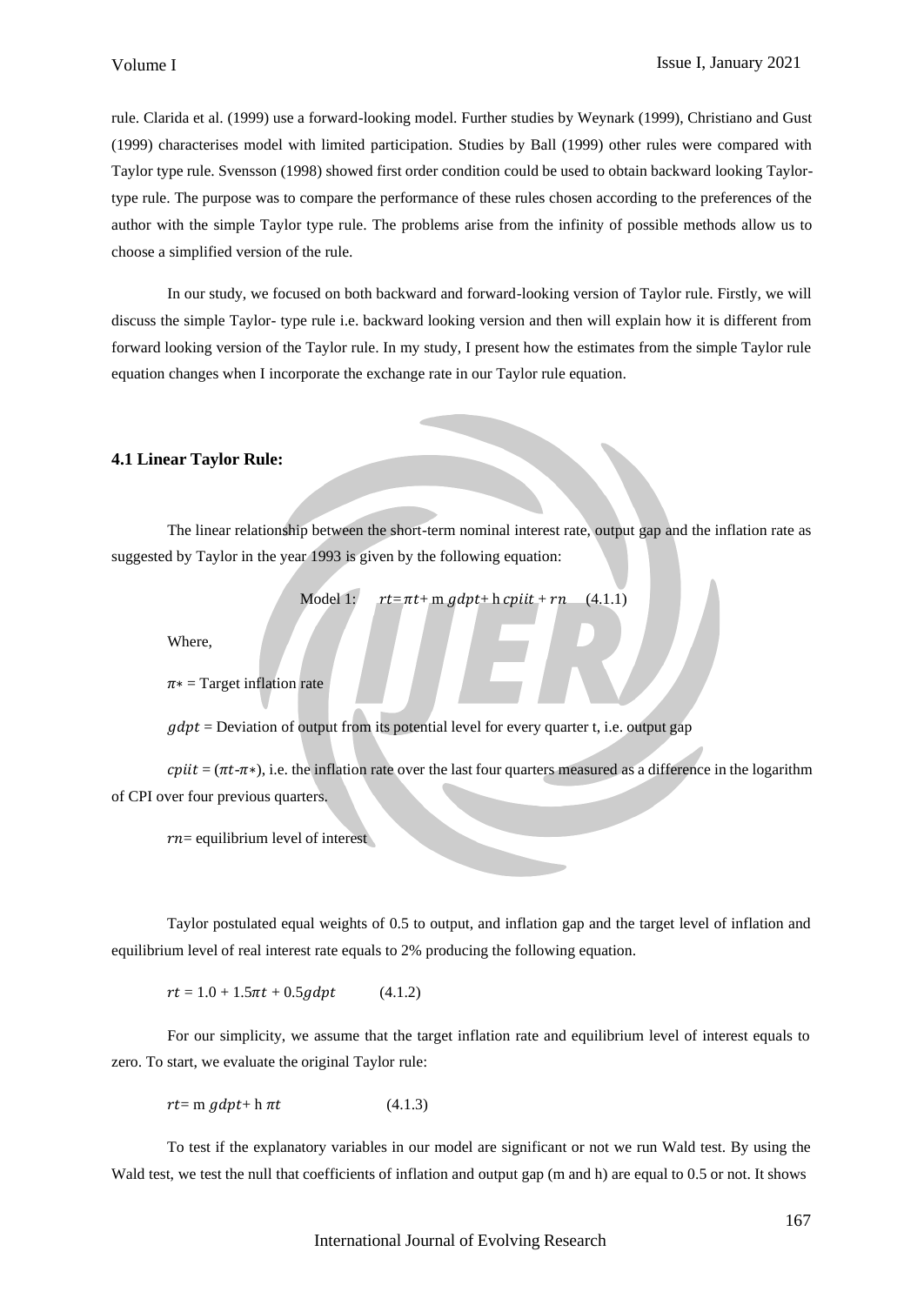rule. Clarida et al. (1999) use a forward-looking model. Further studies by Weynark (1999), Christiano and Gust (1999) characterises model with limited participation. Studies by Ball (1999) other rules were compared with Taylor type rule. Svensson (1998) showed first order condition could be used to obtain backward looking Taylor-type rule. The purpose was to compare the performance of these rules chosen according to the preferences of the author with the simple Taylor type rule. The problems arise from the infinity of possible methods allow us to choose a simplified version of the rule.

In our study, we focused on both backward and forward-looking version of Taylor rule. Firstly, we will discuss the simple Taylor- type rule i.e. backward looking version and then will explain how it is different from forward looking version of the Taylor rule. In my study, I present how the estimates from the simple Taylor rule equation changes when I incorporate the exchange rate in our Taylor rule equation.

### 4.1 Linear Taylor Rule:

The linear relationship between the short-term nominal interest rate, output gap and the inflation rate as suggested by Taylor in the year 1993 is given by the following equation:

$$\text{Model 1:} \quad rt = \pi t + \text{m } gdpt + \text{h } cpiit + rn \quad (4.1.1)$$

Where,

$\pi *$ = Target inflation rate

$gdpt$ = Deviation of output from its potential level for every quarter t, i.e. output gap

$cpiit = (\pi t - \pi *)$, i.e. the inflation rate over the last four quarters measured as a difference in the logarithm of CPI over four previous quarters.

$rn$ = equilibrium level of interest

Taylor postulated equal weights of 0.5 to output, and inflation gap and the target level of inflation and equilibrium level of real interest rate equals to 2% producing the following equation.

$$rt = 1.0 + 1.5\pi t + 0.5gdpt \quad (4.1.2)$$

For our simplicity, we assume that the target inflation rate and equilibrium level of interest equals to zero. To start, we evaluate the original Taylor rule:

$$rt = \text{m } gdpt + \text{h } \pi t \quad (4.1.3)$$

To test if the explanatory variables in our model are significant or not we run Wald test. By using the Wald test, we test the null that coefficients of inflation and output gap (m and h) are equal to 0.5 or not. It shows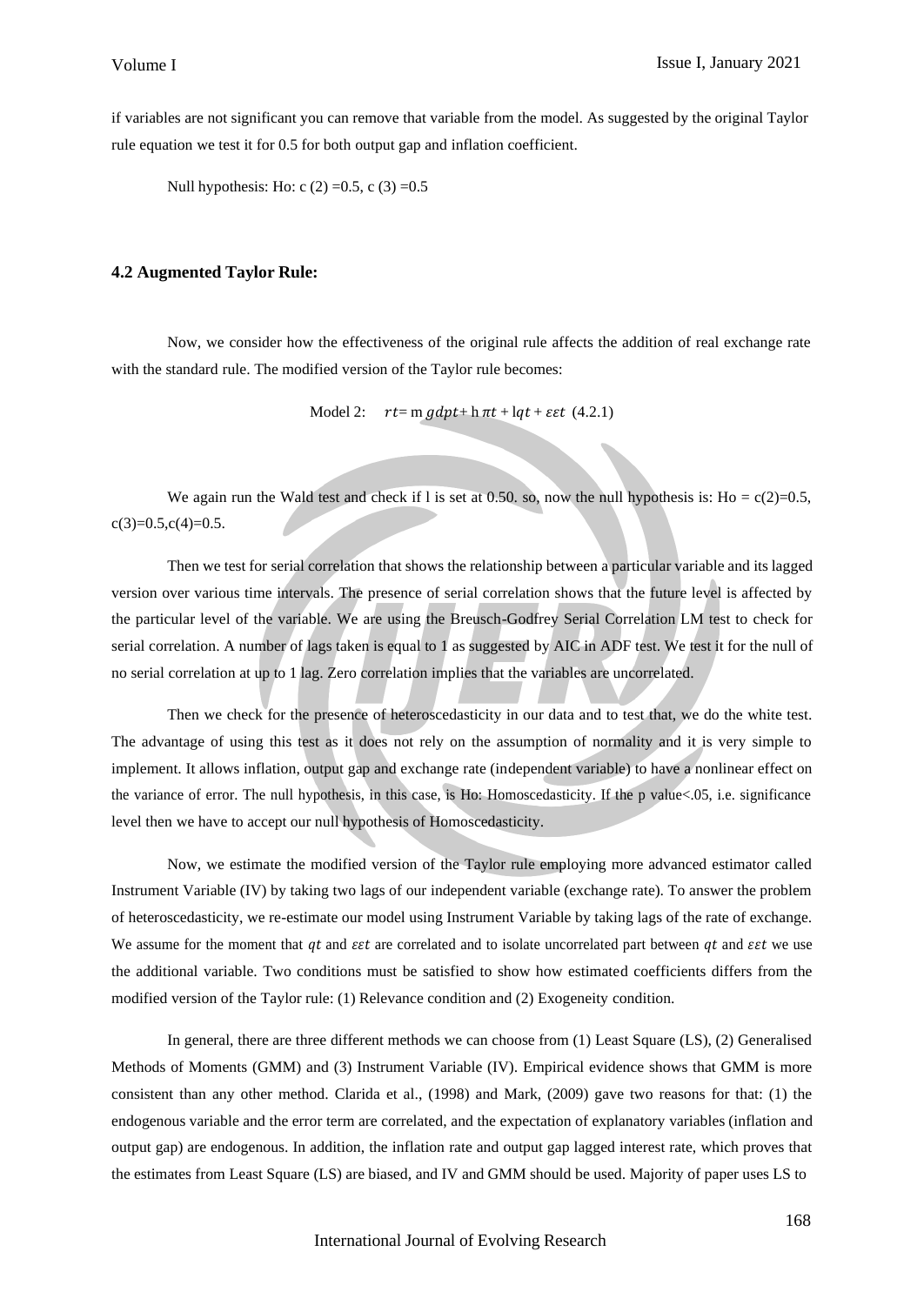if variables are not significant you can remove that variable from the model. As suggested by the original Taylor rule equation we test it for 0.5 for both output gap and inflation coefficient.

Null hypothesis: Ho: c (2) =0.5, c (3) =0.5

### 4.2 Augmented Taylor Rule:

Now, we consider how the effectiveness of the original rule affects the addition of real exchange rate with the standard rule. The modified version of the Taylor rule becomes:

Model 2: $rt$= m $gdpt$+ h $\pi t$ + l$qt$ + $\varepsilon\varepsilon t$ (4.2.1)

We again run the Wald test and check if l is set at 0.50. so, now the null hypothesis is: Ho = c(2)=0.5, c(3)=0.5,c(4)=0.5.

Then we test for serial correlation that shows the relationship between a particular variable and its lagged version over various time intervals. The presence of serial correlation shows that the future level is affected by the particular level of the variable. We are using the Breusch-Godfrey Serial Correlation LM test to check for serial correlation. A number of lags taken is equal to 1 as suggested by AIC in ADF test. We test it for the null of no serial correlation at up to 1 lag. Zero correlation implies that the variables are uncorrelated.

Then we check for the presence of heteroscedasticity in our data and to test that, we do the white test. The advantage of using this test as it does not rely on the assumption of normality and it is very simple to implement. It allows inflation, output gap and exchange rate (independent variable) to have a nonlinear effect on the variance of error. The null hypothesis, in this case, is Ho: Homoscedasticity. If the p value<.05, i.e. significance level then we have to accept our null hypothesis of Homoscedasticity.

Now, we estimate the modified version of the Taylor rule employing more advanced estimator called Instrument Variable (IV) by taking two lags of our independent variable (exchange rate). To answer the problem of heteroscedasticity, we re-estimate our model using Instrument Variable by taking lags of the rate of exchange. We assume for the moment that $qt$ and $\varepsilon\varepsilon t$ are correlated and to isolate uncorrelated part between $qt$ and $\varepsilon\varepsilon t$ we use the additional variable. Two conditions must be satisfied to show how estimated coefficients differs from the modified version of the Taylor rule: (1) Relevance condition and (2) Exogeneity condition.

In general, there are three different methods we can choose from (1) Least Square (LS), (2) Generalised Methods of Moments (GMM) and (3) Instrument Variable (IV). Empirical evidence shows that GMM is more consistent than any other method. Clarida et al., (1998) and Mark, (2009) gave two reasons for that: (1) the endogenous variable and the error term are correlated, and the expectation of explanatory variables (inflation and output gap) are endogenous. In addition, the inflation rate and output gap lagged interest rate, which proves that the estimates from Least Square (LS) are biased, and IV and GMM should be used. Majority of paper uses LS to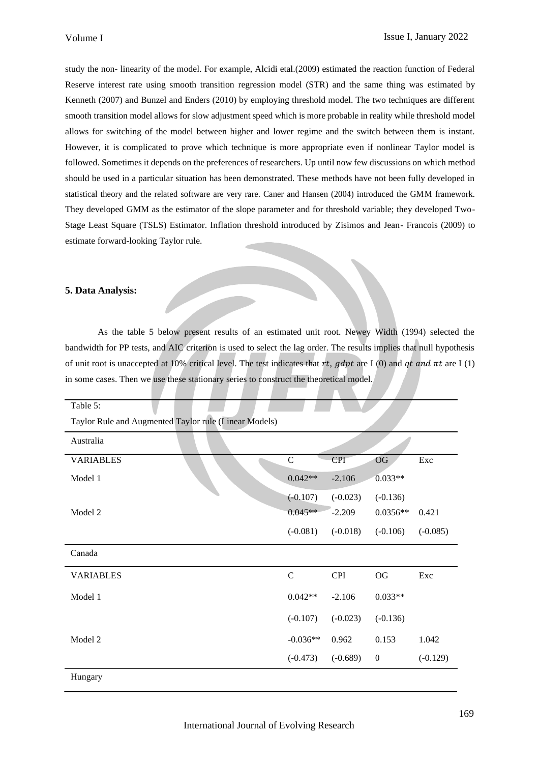study the non- linearity of the model. For example, Alcidi etal.(2009) estimated the reaction function of Federal Reserve interest rate using smooth transition regression model (STR) and the same thing was estimated by Kenneth (2007) and Bunzel and Enders (2010) by employing threshold model. The two techniques are different smooth transition model allows for slow adjustment speed which is more probable in reality while threshold model allows for switching of the model between higher and lower regime and the switch between them is instant. However, it is complicated to prove which technique is more appropriate even if nonlinear Taylor model is followed. Sometimes it depends on the preferences of researchers. Up until now few discussions on which method should be used in a particular situation has been demonstrated. These methods have not been fully developed in statistical theory and the related software are very rare. Caner and Hansen (2004) introduced the GMM framework. They developed GMM as the estimator of the slope parameter and for threshold variable; they developed Two-Stage Least Square (TSLS) Estimator. Inflation threshold introduced by Zisimos and Jean- Francois (2009) to estimate forward-looking Taylor rule.

## 5. Data Analysis:

As the table 5 below present results of an estimated unit root. Newey Width (1994) selected the bandwidth for PP tests, and AIC criterion is used to select the lag order. The results implies that null hypothesis of unit root is unaccepted at 10% critical level. The test indicates that $rt$, $gdpt$ are I (0) and $qt$ and $\pi t$ are I (1) in some cases. Then we use these stationary series to construct the theoretical model.

Table 5:

Taylor Rule and Augmented Taylor rule (Linear Models)

| Australia | | | | |
|---|---|---|---|---|
| VARIABLES | C | CPI | OG | Exc |
| Model 1 | 0.042** | -2.106 | 0.033** | |
| | (-0.107) | (-0.023) | (-0.136) | |
| Model 2 | 0.045** | -2.209 | 0.0356** | 0.421 |
| | (-0.081) | (-0.018) | (-0.106) | (-0.085) |
| **Canada** | | | | |
| VARIABLES | C | CPI | OG | Exc |
| Model 1 | 0.042** | -2.106 | 0.033** | |
| | (-0.107) | (-0.023) | (-0.136) | |
| Model 2 | -0.036** | 0.962 | 0.153 | 1.042 |
| | (-0.473) | (-0.689) | 0 | (-0.129) |
| **Hungary** | | | | |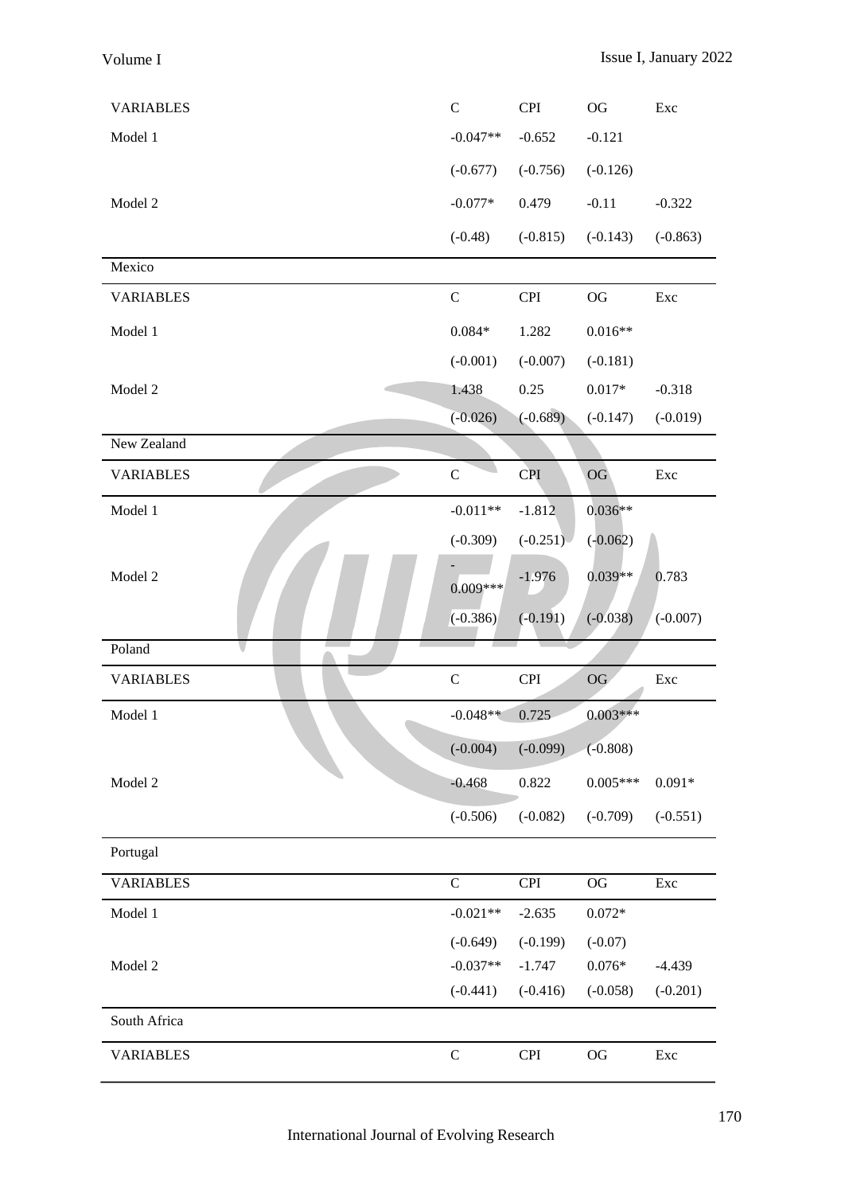| VARIABLES | C | CPI | OG | Exc |
|---|---|---|---|---|
| Model 1 | -0.047** | -0.652 | -0.121 | |
| | (-0.677) | (-0.756) | (-0.126) | |
| Model 2 | -0.077* | 0.479 | -0.11 | -0.322 |
| | (-0.48) | (-0.815) | (-0.143) | (-0.863) |

Mexico

| VARIABLES | C | CPI | OG | Exc |
|---|---|---|---|---|
| Model 1 | 0.084* | 1.282 | 0.016** | |
| | (-0.001) | (-0.007) | (-0.181) | |
| Model 2 | 1.438 | 0.25 | 0.017* | -0.318 |
| | (-0.026) | (-0.689) | (-0.147) | (-0.019) |

New Zealand

| VARIABLES | C | CPI | OG | Exc |
|---|---|---|---|---|
| Model 1 | -0.011** | -1.812 | 0.036** | |
| | (-0.309) | (-0.251) | (-0.062) | |
| Model 2 | -0.009*** | -1.976 | 0.039** | 0.783 |
| | (-0.386) | (-0.191) | (-0.038) | (-0.007) |

Poland

| VARIABLES | C | CPI | OG | Exc |
|---|---|---|---|---|
| Model 1 | -0.048** | 0.725 | 0.003*** | |
| | (-0.004) | (-0.099) | (-0.808) | |
| Model 2 | -0.468 | 0.822 | 0.005*** | 0.091* |
| | (-0.506) | (-0.082) | (-0.709) | (-0.551) |

Portugal

| VARIABLES | C | CPI | OG | Exc |
|---|---|---|---|---|
| Model 1 | -0.021** | -2.635 | 0.072* | |
| | (-0.649) | (-0.199) | (-0.07) | |
| Model 2 | -0.037** | -1.747 | 0.076* | -4.439 |
| | (-0.441) | (-0.416) | (-0.058) | (-0.201) |

South Africa

| VARIABLES | C | CPI | OG | Exc |
|---|---|---|---|---|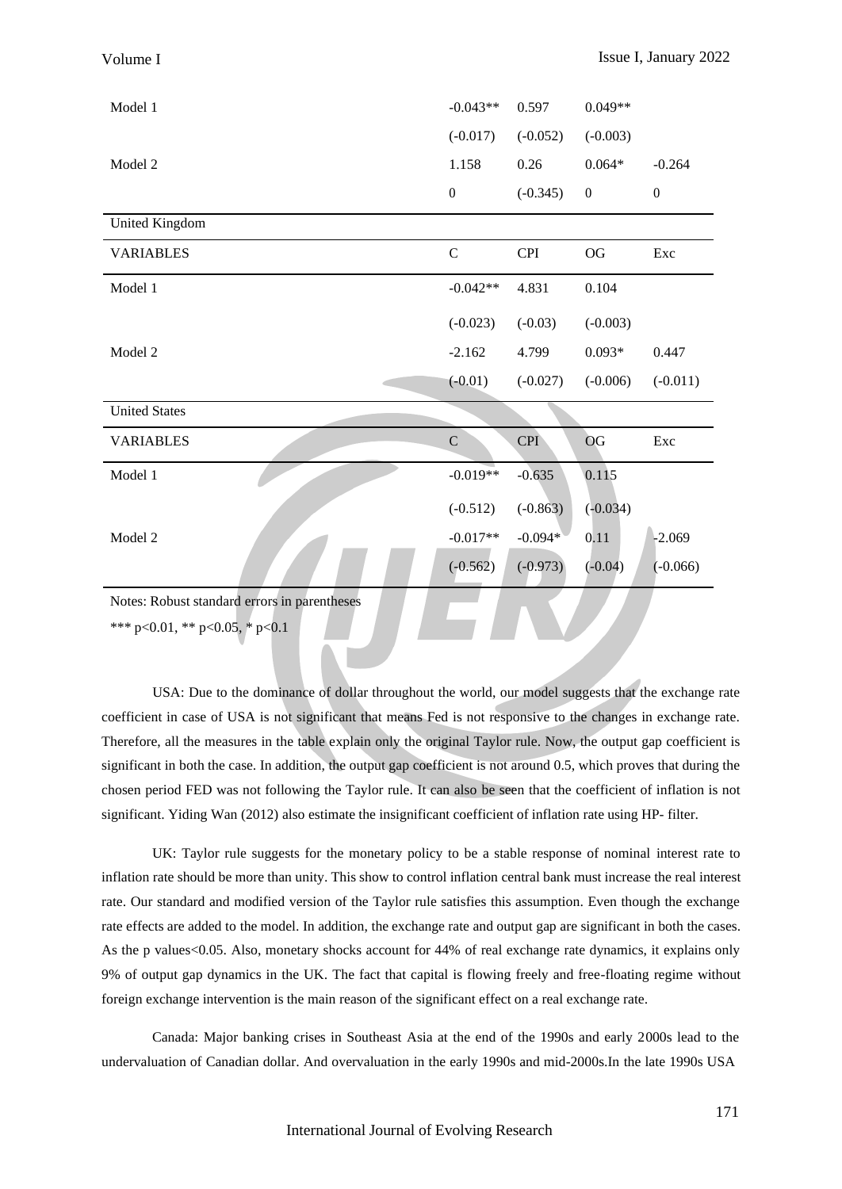| | C | CPI | OG | Exc |
|---|---|---|---|---|
| Model 1 | -0.043** | 0.597 | 0.049** | |
| | (-0.017) | (-0.052) | (-0.003) | |
| Model 2 | 1.158 | 0.26 | 0.064* | -0.264 |
| | 0 | (-0.345) | 0 | 0 |
| **United Kingdom** | | | | |
| VARIABLES | C | CPI | OG | Exc |
| Model 1 | -0.042** | 4.831 | 0.104 | |
| | (-0.023) | (-0.03) | (-0.003) | |
| Model 2 | -2.162 | 4.799 | 0.093* | 0.447 |
| | (-0.01) | (-0.027) | (-0.006) | (-0.011) |
| **United States** | | | | |
| VARIABLES | C | CPI | OG | Exc |
| Model 1 | -0.019** | -0.635 | 0.115 | |
| | (-0.512) | (-0.863) | (-0.034) | |
| Model 2 | -0.017** | -0.094* | 0.11 | -2.069 |
| | (-0.562) | (-0.973) | (-0.04) | (-0.066) |

Notes: Robust standard errors in parentheses

*** p<0.01, ** p<0.05, * p<0.1

USA: Due to the dominance of dollar throughout the world, our model suggests that the exchange rate coefficient in case of USA is not significant that means Fed is not responsive to the changes in exchange rate. Therefore, all the measures in the table explain only the original Taylor rule. Now, the output gap coefficient is significant in both the case. In addition, the output gap coefficient is not around 0.5, which proves that during the chosen period FED was not following the Taylor rule. It can also be seen that the coefficient of inflation is not significant. Yiding Wan (2012) also estimate the insignificant coefficient of inflation rate using HP- filter.

UK: Taylor rule suggests for the monetary policy to be a stable response of nominal interest rate to inflation rate should be more than unity. This show to control inflation central bank must increase the real interest rate. Our standard and modified version of the Taylor rule satisfies this assumption. Even though the exchange rate effects are added to the model. In addition, the exchange rate and output gap are significant in both the cases. As the p values<0.05. Also, monetary shocks account for 44% of real exchange rate dynamics, it explains only 9% of output gap dynamics in the UK. The fact that capital is flowing freely and free-floating regime without foreign exchange intervention is the main reason of the significant effect on a real exchange rate.

Canada: Major banking crises in Southeast Asia at the end of the 1990s and early 2000s lead to the undervaluation of Canadian dollar. And overvaluation in the early 1990s and mid-2000s.In the late 1990s USA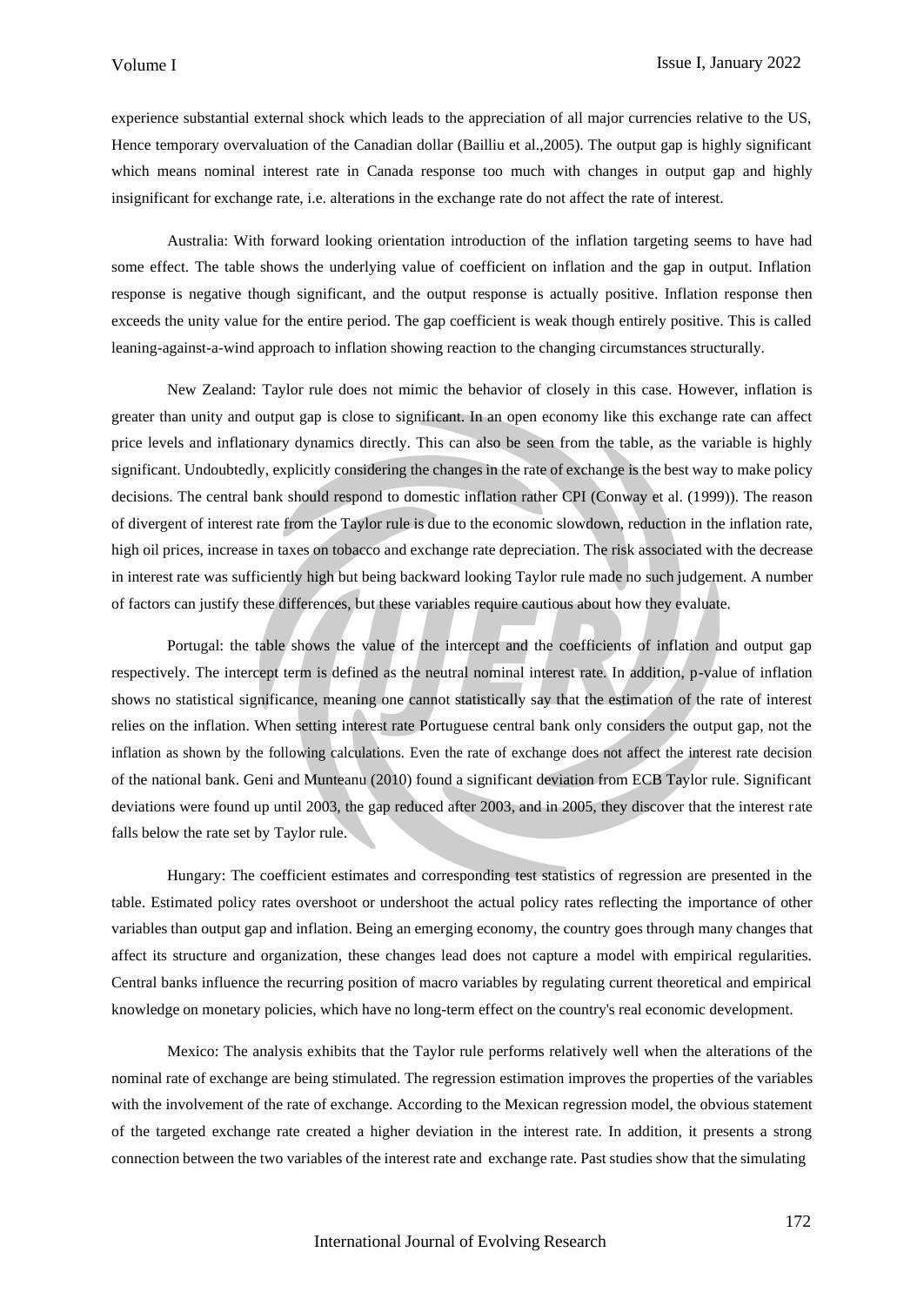experience substantial external shock which leads to the appreciation of all major currencies relative to the US, Hence temporary overvaluation of the Canadian dollar (Bailliu et al.,2005). The output gap is highly significant which means nominal interest rate in Canada response too much with changes in output gap and highly insignificant for exchange rate, i.e. alterations in the exchange rate do not affect the rate of interest.

Australia: With forward looking orientation introduction of the inflation targeting seems to have had some effect. The table shows the underlying value of coefficient on inflation and the gap in output. Inflation response is negative though significant, and the output response is actually positive. Inflation response then exceeds the unity value for the entire period. The gap coefficient is weak though entirely positive. This is called leaning-against-a-wind approach to inflation showing reaction to the changing circumstances structurally.

New Zealand: Taylor rule does not mimic the behavior of closely in this case. However, inflation is greater than unity and output gap is close to significant. In an open economy like this exchange rate can affect price levels and inflationary dynamics directly. This can also be seen from the table, as the variable is highly significant. Undoubtedly, explicitly considering the changes in the rate of exchange is the best way to make policy decisions. The central bank should respond to domestic inflation rather CPI (Conway et al. (1999)). The reason of divergent of interest rate from the Taylor rule is due to the economic slowdown, reduction in the inflation rate, high oil prices, increase in taxes on tobacco and exchange rate depreciation. The risk associated with the decrease in interest rate was sufficiently high but being backward looking Taylor rule made no such judgement. A number of factors can justify these differences, but these variables require cautious about how they evaluate.

Portugal: the table shows the value of the intercept and the coefficients of inflation and output gap respectively. The intercept term is defined as the neutral nominal interest rate. In addition, p-value of inflation shows no statistical significance, meaning one cannot statistically say that the estimation of the rate of interest relies on the inflation. When setting interest rate Portuguese central bank only considers the output gap, not the inflation as shown by the following calculations. Even the rate of exchange does not affect the interest rate decision of the national bank. Geni and Munteanu (2010) found a significant deviation from ECB Taylor rule. Significant deviations were found up until 2003, the gap reduced after 2003, and in 2005, they discover that the interest rate falls below the rate set by Taylor rule.

Hungary: The coefficient estimates and corresponding test statistics of regression are presented in the table. Estimated policy rates overshoot or undershoot the actual policy rates reflecting the importance of other variables than output gap and inflation. Being an emerging economy, the country goes through many changes that affect its structure and organization, these changes lead does not capture a model with empirical regularities. Central banks influence the recurring position of macro variables by regulating current theoretical and empirical knowledge on monetary policies, which have no long-term effect on the country's real economic development.

Mexico: The analysis exhibits that the Taylor rule performs relatively well when the alterations of the nominal rate of exchange are being stimulated. The regression estimation improves the properties of the variables with the involvement of the rate of exchange. According to the Mexican regression model, the obvious statement of the targeted exchange rate created a higher deviation in the interest rate. In addition, it presents a strong connection between the two variables of the interest rate and exchange rate. Past studies show that the simulating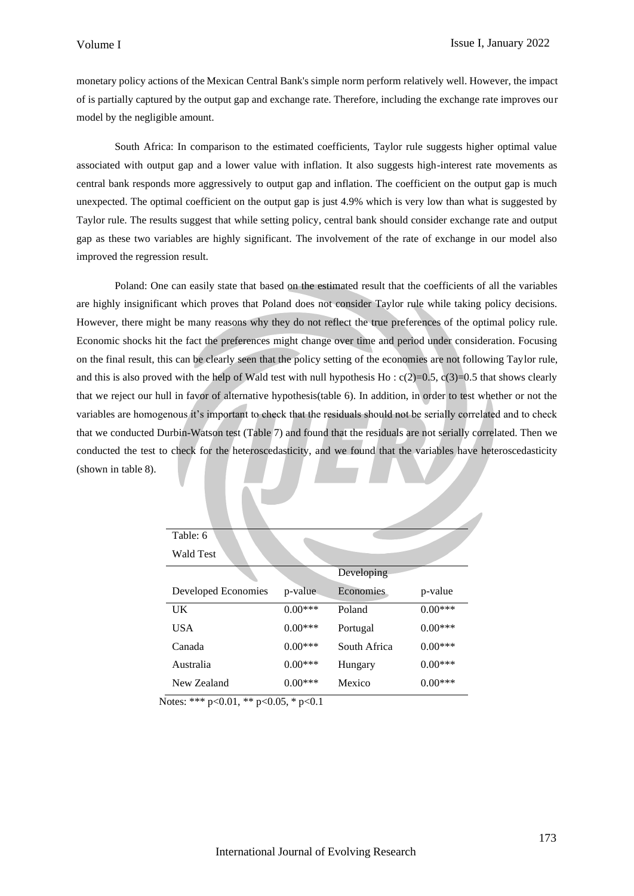monetary policy actions of the Mexican Central Bank's simple norm perform relatively well. However, the impact of is partially captured by the output gap and exchange rate. Therefore, including the exchange rate improves our model by the negligible amount.

South Africa: In comparison to the estimated coefficients, Taylor rule suggests higher optimal value associated with output gap and a lower value with inflation. It also suggests high-interest rate movements as central bank responds more aggressively to output gap and inflation. The coefficient on the output gap is much unexpected. The optimal coefficient on the output gap is just 4.9% which is very low than what is suggested by Taylor rule. The results suggest that while setting policy, central bank should consider exchange rate and output gap as these two variables are highly significant. The involvement of the rate of exchange in our model also improved the regression result.

Poland: One can easily state that based on the estimated result that the coefficients of all the variables are highly insignificant which proves that Poland does not consider Taylor rule while taking policy decisions. However, there might be many reasons why they do not reflect the true preferences of the optimal policy rule. Economic shocks hit the fact the preferences might change over time and period under consideration. Focusing on the final result, this can be clearly seen that the policy setting of the economies are not following Taylor rule, and this is also proved with the help of Wald test with null hypothesis Ho : c(2)=0.5, c(3)=0.5 that shows clearly that we reject our hull in favor of alternative hypothesis(table 6). In addition, in order to test whether or not the variables are homogenous it's important to check that the residuals should not be serially correlated and to check that we conducted Durbin-Watson test (Table 7) and found that the residuals are not serially correlated. Then we conducted the test to check for the heteroscedasticity, and we found that the variables have heteroscedasticity (shown in table 8).

Table: 6

Wald Test

| Developed Economies | p-value | Developing Economies | p-value |
|---|---|---|---|
| UK | 0.00*** | Poland | 0.00*** |
| USA | 0.00*** | Portugal | 0.00*** |
| Canada | 0.00*** | South Africa | 0.00*** |
| Australia | 0.00*** | Hungary | 0.00*** |
| New Zealand | 0.00*** | Mexico | 0.00*** |

Notes: *** $p<0.01$, ** $p<0.05$, * $p<0.1$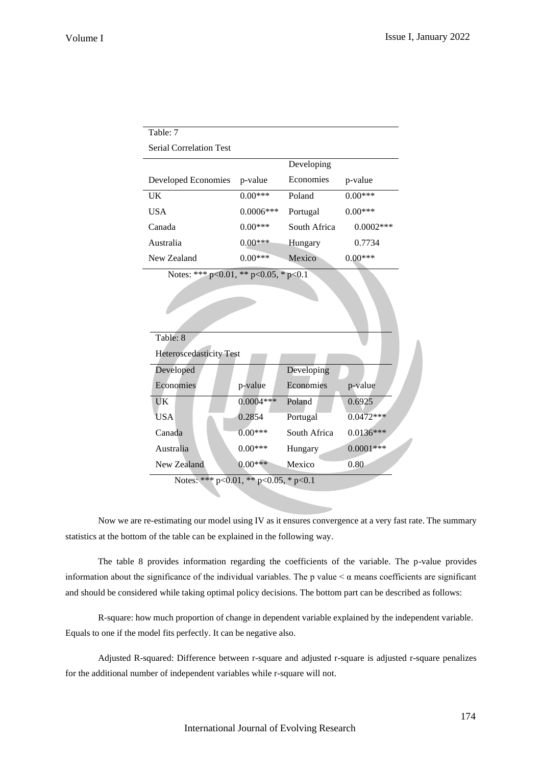Table: 7

Serial Correlation Test

| Developed Economies | p-value | Developing Economies | p-value |
|---|---|---|---|
| UK | 0.00*** | Poland | 0.00*** |
| USA | 0.0006*** | Portugal | 0.00*** |
| Canada | 0.00*** | South Africa | 0.0002*** |
| Australia | 0.00*** | Hungary | 0.7734 |
| New Zealand | 0.00*** | Mexico | 0.00*** |

Notes: *** p<0.01, ** p<0.05, * p<0.1

Table: 8

Heteroscedasticity Test

| Developed Economies | p-value | Developing Economies | p-value |
|---|---|---|---|
| UK | 0.0004*** | Poland | 0.6925 |
| USA | 0.2854 | Portugal | 0.0472*** |
| Canada | 0.00*** | South Africa | 0.0136*** |
| Australia | 0.00*** | Hungary | 0.0001*** |
| New Zealand | 0.00*** | Mexico | 0.80 |

Notes: *** p<0.01, ** p<0.05, * p<0.1

Now we are re-estimating our model using IV as it ensures convergence at a very fast rate. The summary statistics at the bottom of the table can be explained in the following way.

The table 8 provides information regarding the coefficients of the variable. The p-value provides information about the significance of the individual variables. The p value $< \alpha$ means coefficients are significant and should be considered while taking optimal policy decisions. The bottom part can be described as follows:

R-square: how much proportion of change in dependent variable explained by the independent variable. Equals to one if the model fits perfectly. It can be negative also.

Adjusted R-squared: Difference between r-square and adjusted r-square is adjusted r-square penalizes for the additional number of independent variables while r-square will not.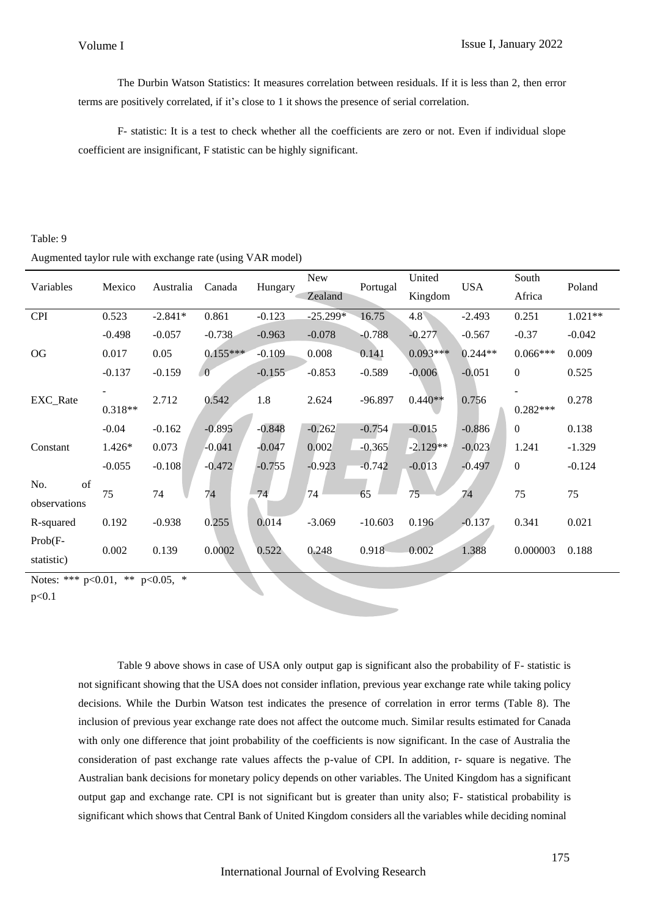The Durbin Watson Statistics: It measures correlation between residuals. If it is less than 2, then error terms are positively correlated, if it's close to 1 it shows the presence of serial correlation.

F- statistic: It is a test to check whether all the coefficients are zero or not. Even if individual slope coefficient are insignificant, F statistic can be highly significant.

Table: 9

Augmented taylor rule with exchange rate (using VAR model)

| Variables | Mexico | Australia | Canada | Hungary | New Zealand | Portugal | United Kingdom | USA | South Africa | Poland |
|---|---|---|---|---|---|---|---|---|---|---|
| CPI | 0.523 | -2.841* | 0.861 | -0.123 | -25.299* | 16.75 | 4.8 | -2.493 | 0.251 | 1.021** |
| | -0.498 | -0.057 | -0.738 | -0.963 | -0.078 | -0.788 | -0.277 | -0.567 | -0.37 | -0.042 |
| OG | 0.017 | 0.05 | 0.155*** | -0.109 | 0.008 | 0.141 | 0.093*** | 0.244** | 0.066*** | 0.009 |
| | -0.137 | -0.159 | 0 | -0.155 | -0.853 | -0.589 | -0.006 | -0.051 | 0 | 0.525 |
| EXC_Rate | -0.318** | 2.712 | 0.542 | 1.8 | 2.624 | -96.897 | 0.440** | 0.756 | -0.282*** | 0.278 |
| | -0.04 | -0.162 | -0.895 | -0.848 | -0.262 | -0.754 | -0.015 | -0.886 | 0 | 0.138 |
| Constant | 1.426* | 0.073 | -0.041 | -0.047 | 0.002 | -0.365 | -2.129** | -0.023 | 1.241 | -1.329 |
| | -0.055 | -0.108 | -0.472 | -0.755 | -0.923 | -0.742 | -0.013 | -0.497 | 0 | -0.124 |
| No. of observations | 75 | 74 | 74 | 74 | 74 | 65 | 75 | 74 | 75 | 75 |
| R-squared | 0.192 | -0.938 | 0.255 | 0.014 | -3.069 | -10.603 | 0.196 | -0.137 | 0.341 | 0.021 |
| Prob(F-statistic) | 0.002 | 0.139 | 0.0002 | 0.522 | 0.248 | 0.918 | 0.002 | 1.388 | 0.000003 | 0.188 |

Notes: *** p<0.01, ** p<0.05, * p<0.1

Table 9 above shows in case of USA only output gap is significant also the probability of F- statistic is not significant showing that the USA does not consider inflation, previous year exchange rate while taking policy decisions. While the Durbin Watson test indicates the presence of correlation in error terms (Table 8). The inclusion of previous year exchange rate does not affect the outcome much. Similar results estimated for Canada with only one difference that joint probability of the coefficients is now significant. In the case of Australia the consideration of past exchange rate values affects the p-value of CPI. In addition, r- square is negative. The Australian bank decisions for monetary policy depends on other variables. The United Kingdom has a significant output gap and exchange rate. CPI is not significant but is greater than unity also; F- statistical probability is significant which shows that Central Bank of United Kingdom considers all the variables while deciding nominal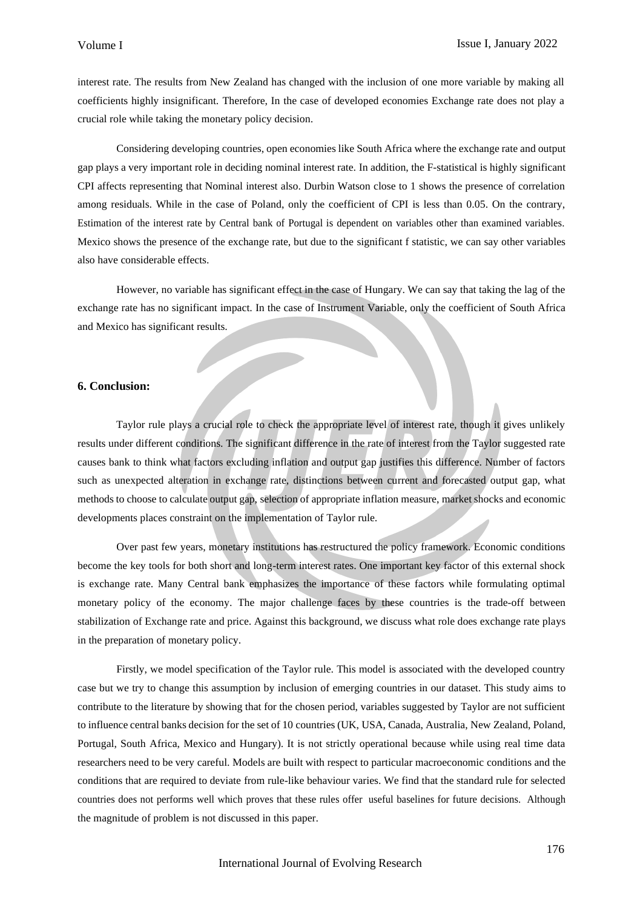interest rate. The results from New Zealand has changed with the inclusion of one more variable by making all coefficients highly insignificant. Therefore, In the case of developed economies Exchange rate does not play a crucial role while taking the monetary policy decision.

Considering developing countries, open economies like South Africa where the exchange rate and output gap plays a very important role in deciding nominal interest rate. In addition, the F-statistical is highly significant CPI affects representing that Nominal interest also. Durbin Watson close to 1 shows the presence of correlation among residuals. While in the case of Poland, only the coefficient of CPI is less than 0.05. On the contrary, Estimation of the interest rate by Central bank of Portugal is dependent on variables other than examined variables. Mexico shows the presence of the exchange rate, but due to the significant f statistic, we can say other variables also have considerable effects.

However, no variable has significant effect in the case of Hungary. We can say that taking the lag of the exchange rate has no significant impact. In the case of Instrument Variable, only the coefficient of South Africa and Mexico has significant results.

### 6. Conclusion:

Taylor rule plays a crucial role to check the appropriate level of interest rate, though it gives unlikely results under different conditions. The significant difference in the rate of interest from the Taylor suggested rate causes bank to think what factors excluding inflation and output gap justifies this difference. Number of factors such as unexpected alteration in exchange rate, distinctions between current and forecasted output gap, what methods to choose to calculate output gap, selection of appropriate inflation measure, market shocks and economic developments places constraint on the implementation of Taylor rule.

Over past few years, monetary institutions has restructured the policy framework. Economic conditions become the key tools for both short and long-term interest rates. One important key factor of this external shock is exchange rate. Many Central bank emphasizes the importance of these factors while formulating optimal monetary policy of the economy. The major challenge faces by these countries is the trade-off between stabilization of Exchange rate and price. Against this background, we discuss what role does exchange rate plays in the preparation of monetary policy.

Firstly, we model specification of the Taylor rule. This model is associated with the developed country case but we try to change this assumption by inclusion of emerging countries in our dataset. This study aims to contribute to the literature by showing that for the chosen period, variables suggested by Taylor are not sufficient to influence central banks decision for the set of 10 countries (UK, USA, Canada, Australia, New Zealand, Poland, Portugal, South Africa, Mexico and Hungary). It is not strictly operational because while using real time data researchers need to be very careful. Models are built with respect to particular macroeconomic conditions and the conditions that are required to deviate from rule-like behaviour varies. We find that the standard rule for selected countries does not performs well which proves that these rules offer useful baselines for future decisions. Although the magnitude of problem is not discussed in this paper.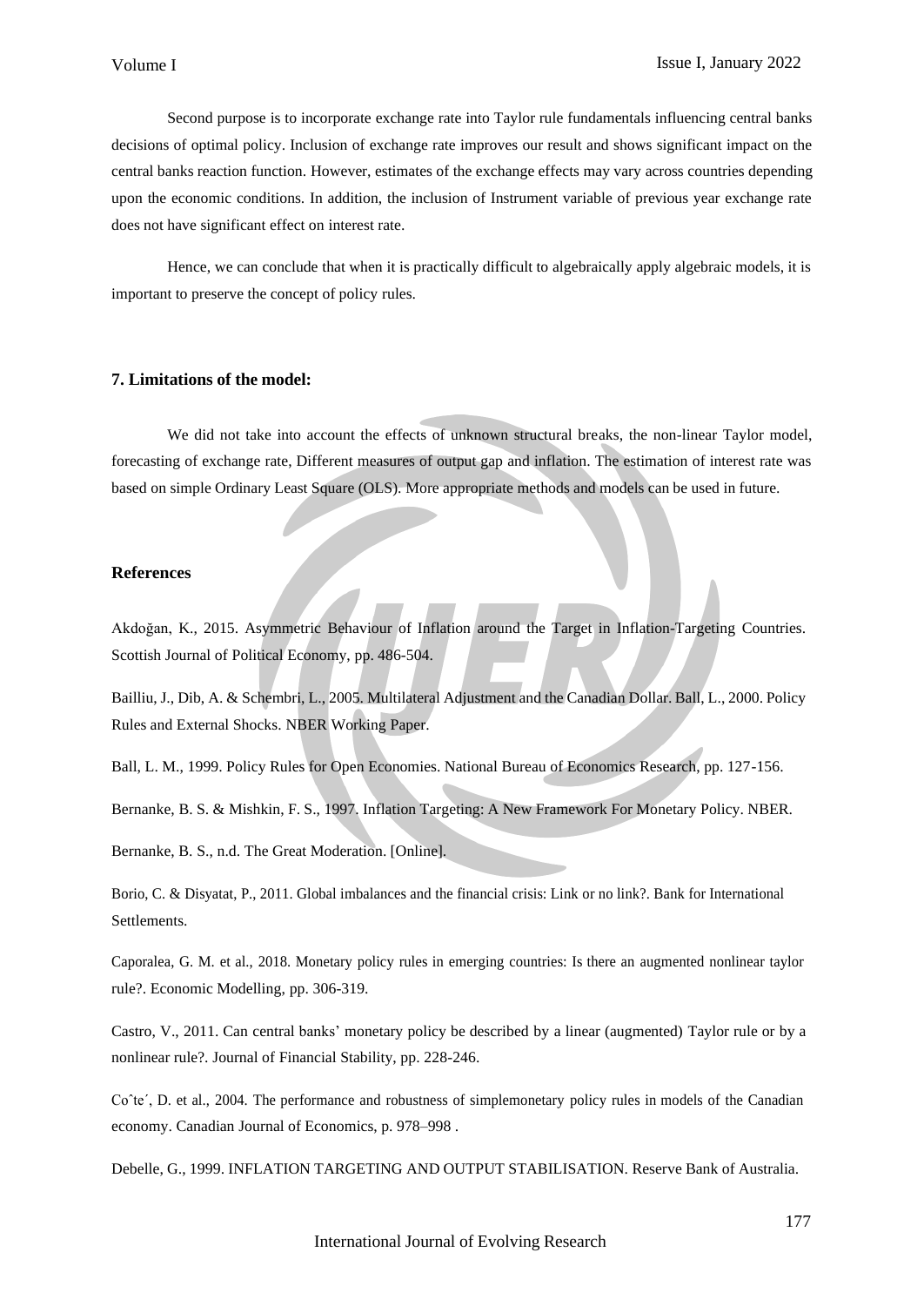Second purpose is to incorporate exchange rate into Taylor rule fundamentals influencing central banks decisions of optimal policy. Inclusion of exchange rate improves our result and shows significant impact on the central banks reaction function. However, estimates of the exchange effects may vary across countries depending upon the economic conditions. In addition, the inclusion of Instrument variable of previous year exchange rate does not have significant effect on interest rate.

Hence, we can conclude that when it is practically difficult to algebraically apply algebraic models, it is important to preserve the concept of policy rules.

## 7. Limitations of the model:

We did not take into account the effects of unknown structural breaks, the non-linear Taylor model, forecasting of exchange rate, Different measures of output gap and inflation. The estimation of interest rate was based on simple Ordinary Least Square (OLS). More appropriate methods and models can be used in future.

## References

Akdoğan, K., 2015. Asymmetric Behaviour of Inflation around the Target in Inflation-Targeting Countries. Scottish Journal of Political Economy, pp. 486-504.

Bailliu, J., Dib, A. & Schembri, L., 2005. Multilateral Adjustment and the Canadian Dollar. Ball, L., 2000. Policy Rules and External Shocks. NBER Working Paper.

Ball, L. M., 1999. Policy Rules for Open Economies. National Bureau of Economics Research, pp. 127-156.

Bernanke, B. S. & Mishkin, F. S., 1997. Inflation Targeting: A New Framework For Monetary Policy. NBER.

Bernanke, B. S., n.d. The Great Moderation. [Online].

Borio, C. & Disyatat, P., 2011. Global imbalances and the financial crisis: Link or no link?. Bank for International Settlements.

Caporalea, G. M. et al., 2018. Monetary policy rules in emerging countries: Is there an augmented nonlinear taylor rule?. Economic Modelling, pp. 306-319.

Castro, V., 2011. Can central banks' monetary policy be described by a linear (augmented) Taylor rule or by a nonlinear rule?. Journal of Financial Stability, pp. 228-246.

Coˆte´, D. et al., 2004. The performance and robustness of simplemonetary policy rules in models of the Canadian economy. Canadian Journal of Economics, p. 978–998 .

Debelle, G., 1999. INFLATION TARGETING AND OUTPUT STABILISATION. Reserve Bank of Australia.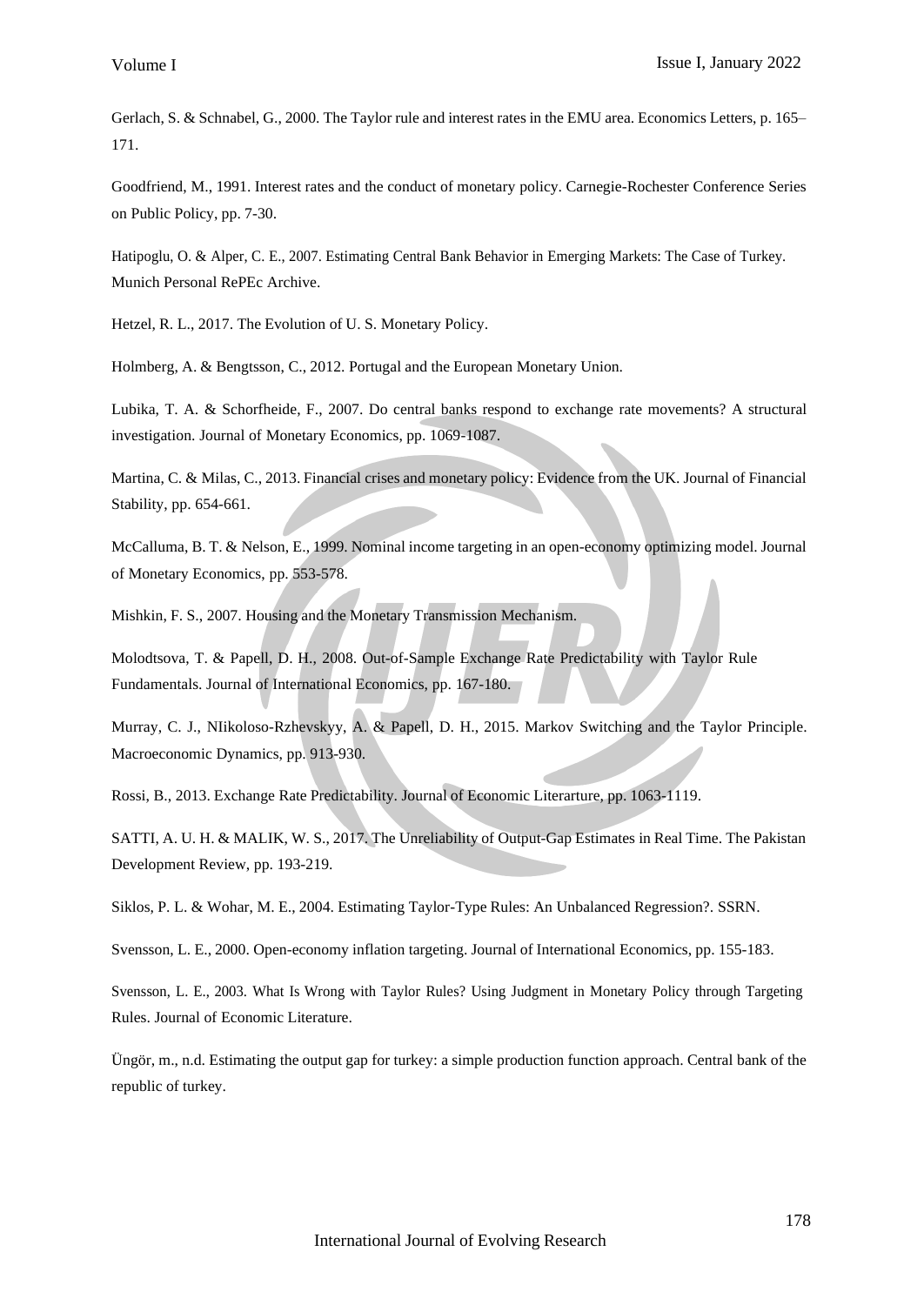Gerlach, S. & Schnabel, G., 2000. The Taylor rule and interest rates in the EMU area. Economics Letters, p. 165–171.

Goodfriend, M., 1991. Interest rates and the conduct of monetary policy. Carnegie-Rochester Conference Series on Public Policy, pp. 7-30.

Hatipoglu, O. & Alper, C. E., 2007. Estimating Central Bank Behavior in Emerging Markets: The Case of Turkey. Munich Personal RePEc Archive.

Hetzel, R. L., 2017. The Evolution of U. S. Monetary Policy.

Holmberg, A. & Bengtsson, C., 2012. Portugal and the European Monetary Union.

Lubika, T. A. & Schorfheide, F., 2007. Do central banks respond to exchange rate movements? A structural investigation. Journal of Monetary Economics, pp. 1069-1087.

Martina, C. & Milas, C., 2013. Financial crises and monetary policy: Evidence from the UK. Journal of Financial Stability, pp. 654-661.

McCalluma, B. T. & Nelson, E., 1999. Nominal income targeting in an open-economy optimizing model. Journal of Monetary Economics, pp. 553-578.

Mishkin, F. S., 2007. Housing and the Monetary Transmission Mechanism.

Molodtsova, T. & Papell, D. H., 2008. Out-of-Sample Exchange Rate Predictability with Taylor Rule Fundamentals. Journal of International Economics, pp. 167-180.

Murray, C. J., NIikoloso-Rzhevskyy, A. & Papell, D. H., 2015. Markov Switching and the Taylor Principle. Macroeconomic Dynamics, pp. 913-930.

Rossi, B., 2013. Exchange Rate Predictability. Journal of Economic Literarture, pp. 1063-1119.

SATTI, A. U. H. & MALIK, W. S., 2017. The Unreliability of Output-Gap Estimates in Real Time. The Pakistan Development Review, pp. 193-219.

Siklos, P. L. & Wohar, M. E., 2004. Estimating Taylor-Type Rules: An Unbalanced Regression?. SSRN.

Svensson, L. E., 2000. Open-economy inflation targeting. Journal of International Economics, pp. 155-183.

Svensson, L. E., 2003. What Is Wrong with Taylor Rules? Using Judgment in Monetary Policy through Targeting Rules. Journal of Economic Literature.

Üngör, m., n.d. Estimating the output gap for turkey: a simple production function approach. Central bank of the republic of turkey.